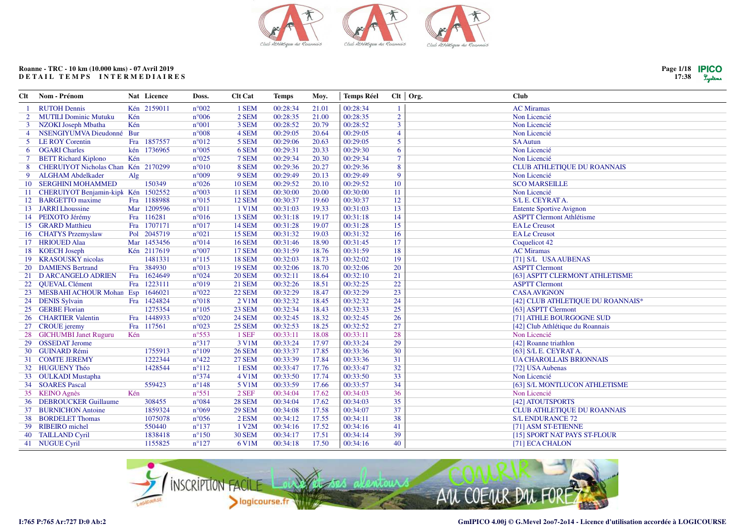**Roanne - TRC - 10 km (10.000 kms) - 07 Avril 2019**
**DETAIL TEMPS INTERMEDIAIRES**

| Clt | Nom - Prénom | Nat | Licence | Doss. | Clt Cat | Temps | Moy. | Temps Réel | Clt | Org. | Club |
|---|---|---|---|---|---|---|---|---|---|---|---|
| 1 | RUTOH Dennis | Kén | 2159011 | n°002 | 1 SEM | 00:28:34 | 21.01 | 00:28:34 | 1 | | AC Miramas |
| 2 | MUTILI Dominic Mutuku | Kén | | n°006 | 2 SEM | 00:28:35 | 21.00 | 00:28:35 | 2 | | Non Licencié |
| 3 | NZOKI Joseph Mbatha | Kén | | n°001 | 3 SEM | 00:28:52 | 20.79 | 00:28:52 | 3 | | Non Licencié |
| 4 | NSENGIYUMVA Dieudonné | Bur | | n°008 | 4 SEM | 00:29:05 | 20.64 | 00:29:05 | 4 | | Non Licencié |
| 5 | LE ROY Corentin | Fra | 1857557 | n°012 | 5 SEM | 00:29:06 | 20.63 | 00:29:05 | 5 | | SA Autun |
| 6 | OGARI Charles | kén | 1736965 | n°005 | 6 SEM | 00:29:31 | 20.33 | 00:29:30 | 6 | | Non Licencié |
| 7 | BETT Richard Kiplono | Kén | | n°025 | 7 SEM | 00:29:34 | 20.30 | 00:29:34 | 7 | | Non Licencié |
| 8 | CHERUIYOT Nicholas Chan | Kén | 2170299 | n°010 | 8 SEM | 00:29:36 | 20.27 | 00:29:36 | 8 | | CLUB ATHLETIQUE DU ROANNAIS |
| 9 | ALGHAM Abdelkader | Alg | | n°009 | 9 SEM | 00:29:49 | 20.13 | 00:29:49 | 9 | | Non Licencié |
| 10 | SERGHINI MOHAMMED | | 150349 | n°026 | 10 SEM | 00:29:52 | 20.10 | 00:29:52 | 10 | | SCO MARSEILLE |
| 11 | CHERUIYOT Benjamin-kipk | Kén | 1502552 | n°003 | 11 SEM | 00:30:00 | 20.00 | 00:30:00 | 11 | | Non Licencié |
| 12 | BARGETTO maxime | Fra | 1188988 | n°015 | 12 SEM | 00:30:37 | 19.60 | 00:30:37 | 12 | | S/L E. CEYRAT A. |
| 13 | JARRI Lhoussine | Mar | 1209596 | n°011 | 1 V1M | 00:31:03 | 19.33 | 00:31:03 | 13 | | Entente Sportive Avignon |
| 14 | PEIXOTO Jérémy | Fra | 116281 | n°016 | 13 SEM | 00:31:18 | 19.17 | 00:31:18 | 14 | | ASPTT Clermont Athlétisme |
| 15 | GRARD Matthieu | Fra | 1707171 | n°017 | 14 SEM | 00:31:28 | 19.07 | 00:31:28 | 15 | | EA Le Creusot |
| 16 | CHATYS Przemyslaw | Pol | 2045719 | n°021 | 15 SEM | 00:31:32 | 19.03 | 00:31:32 | 16 | | EA Le Creusot |
| 17 | HRIOUED Alaa | Mar | 1453456 | n°014 | 16 SEM | 00:31:46 | 18.90 | 00:31:45 | 17 | | Coquelicot 42 |
| 18 | KOECH Joseph | Kén | 2117619 | n°007 | 17 SEM | 00:31:59 | 18.76 | 00:31:59 | 18 | | AC Miramas |
| 19 | KRASOUSKY nicolas | | 1481331 | n°115 | 18 SEM | 00:32:03 | 18.73 | 00:32:02 | 19 | | [71] S/L USA AUBENAS |
| 20 | DAMIENS Bertrand | Fra | 384930 | n°013 | 19 SEM | 00:32:06 | 18.70 | 00:32:06 | 20 | | ASPTT Clermont |
| 21 | D ARCANGELO ADRIEN | Fra | 1624649 | n°024 | 20 SEM | 00:32:11 | 18.64 | 00:32:10 | 21 | | [63] ASPTT CLERMONT ATHLETISME |
| 22 | QUEVAL Clément | Fra | 1223111 | n°019 | 21 SEM | 00:32:26 | 18.51 | 00:32:25 | 22 | | ASPTT Clermont |
| 23 | MESBAHI ACHOUR Mohan | Esp | 1646021 | n°022 | 22 SEM | 00:32:29 | 18.47 | 00:32:29 | 23 | | CASA AVIGNON |
| 24 | DENIS Sylvain | Fra | 1424824 | n°018 | 2 V1M | 00:32:32 | 18.45 | 00:32:32 | 24 | | [42] CLUB ATHLETIQUE DU ROANNAIS* |
| 25 | GERBE Florian | | 1275354 | n°105 | 23 SEM | 00:32:34 | 18.43 | 00:32:33 | 25 | | [63] ASPTT Clermont |
| 26 | CHARTIER Valentin | Fra | 1448933 | n°020 | 24 SEM | 00:32:45 | 18.32 | 00:32:45 | 26 | | [71] ATHLE BOURGOGNE SUD |
| 27 | CROUE jeremy | Fra | 117561 | n°023 | 25 SEM | 00:32:53 | 18.25 | 00:32:52 | 27 | | [42] Club Athlétique du Roannais |
| 28 | GICHUMBI Janet Ruguru | Kén | | n°553 | 1 SEF | 00:33:11 | 18.08 | 00:33:11 | 28 | | Non Licencié |
| 29 | OSSEDAT Jerome | | | n°317 | 3 V1M | 00:33:24 | 17.97 | 00:33:24 | 29 | | [42] Roanne triathlon |
| 30 | GUINARD Rémi | | 1755913 | n°109 | 26 SEM | 00:33:37 | 17.85 | 00:33:36 | 30 | | [63] S/L E. CEYRAT A. |
| 31 | COMTE JEREMY | | 1222344 | n°422 | 27 SEM | 00:33:39 | 17.84 | 00:33:36 | 31 | | UA CHAROLLAIS BRIONNAIS |
| 32 | HUGUENY Théo | | 1428544 | n°112 | 1 ESM | 00:33:47 | 17.76 | 00:33:47 | 32 | | [72] USA Aubenas |
| 33 | OULKADI Mustapha | | | n°374 | 4 V1M | 00:33:50 | 17.74 | 00:33:50 | 33 | | Non Licencié |
| 34 | SOARES Pascal | | 559423 | n°148 | 5 V1M | 00:33:59 | 17.66 | 00:33:57 | 34 | | [63] S/L MONTLUCON ATHLETISME |
| 35 | KEINO Agnès | Kén | | n°551 | 2 SEF | 00:34:04 | 17.62 | 00:34:03 | 36 | | Non Licencié |
| 36 | DEBROUCKER Guillaume | | 308455 | n°084 | 28 SEM | 00:34:04 | 17.62 | 00:34:03 | 35 | | [42] ATOUTSPORTS |
| 37 | BURNICHON Antoine | | 1859324 | n°069 | 29 SEM | 00:34:08 | 17.58 | 00:34:07 | 37 | | CLUB ATHLETIQUE DU ROANNAIS |
| 38 | BORDELET Thomas | | 1075078 | n°056 | 2 ESM | 00:34:12 | 17.55 | 00:34:11 | 38 | | S/L ENDURANCE 72 |
| 39 | RIBEIRO michel | | 550440 | n°137 | 1 V2M | 00:34:16 | 17.52 | 00:34:16 | 41 | | [71] ASM ST-ETIENNE |
| 40 | TAILLAND Cyril | | 1838418 | n°150 | 30 SEM | 00:34:17 | 17.51 | 00:34:14 | 39 | | [15] SPORT NAT PAYS ST-FLOUR |
| 41 | NUGUE Cyril | | 1155825 | n°127 | 6 V1M | 00:34:18 | 17.50 | 00:34:16 | 40 | | [71] ECA CHALON |

I:765 P:765 Ar:727 D:0 Ab:2

GmIPICO 4.00j © G.Mevel 2oo7-2o14 - Licence d'utilisation accordée à LOGICOURSE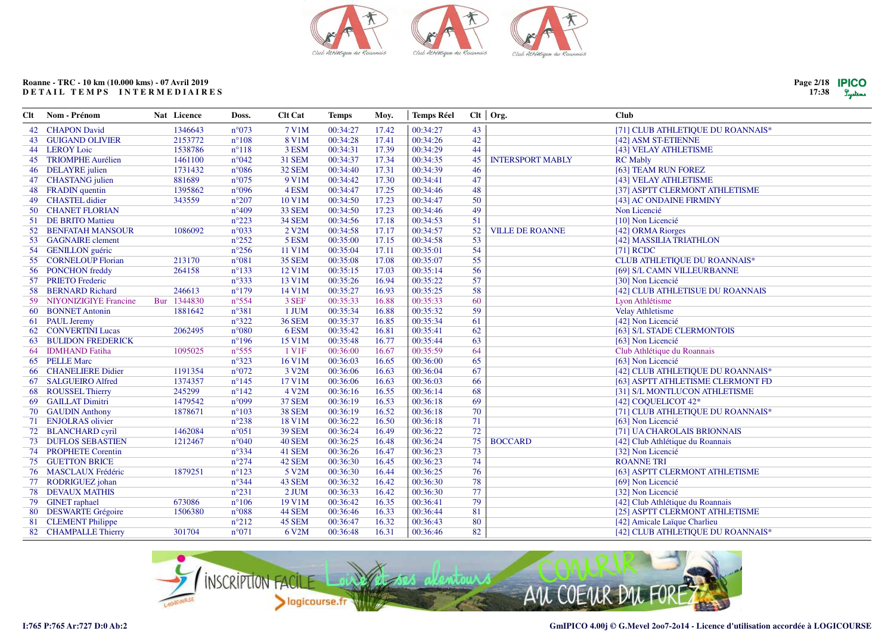Roanne - TRC - 10 km (10.000 kms) - 07 Avril 2019
DETAIL TEMPS INTERMEDIAIRES

| Clt | Nom - Prénom | Nat | Licence | Doss. | Clt Cat | Temps | Moy. | Temps Réel | Clt | Org. | Club |
|---|---|---|---|---|---|---|---|---|---|---|---|
| 42 | CHAPON David | | 1346643 | n°073 | 7 V1M | 00:34:27 | 17.42 | 00:34:27 | 43 | | [71] CLUB ATHLETIQUE DU ROANNAIS* |
| 43 | GUIGAND OLIVIER | | 2153772 | n°108 | 8 V1M | 00:34:28 | 17.41 | 00:34:26 | 42 | | [42] ASM ST-ETIENNE |
| 44 | LEROY Loic | | 1538786 | n°118 | 3 ESM | 00:34:31 | 17.39 | 00:34:29 | 44 | | [43] VELAY ATHLETISME |
| 45 | TRIOMPHE Aurélien | | 1461100 | n°042 | 31 SEM | 00:34:37 | 17.34 | 00:34:35 | 45 | INTERSPORT MABLY | RC Mably |
| 46 | DELAYRE julien | | 1731432 | n°086 | 32 SEM | 00:34:40 | 17.31 | 00:34:39 | 46 | | [63] TEAM RUN FOREZ |
| 47 | CHASTANG julien | | 881689 | n°075 | 9 V1M | 00:34:42 | 17.30 | 00:34:41 | 47 | | [43] VELAY ATHLETISME |
| 48 | FRADIN quentin | | 1395862 | n°096 | 4 ESM | 00:34:47 | 17.25 | 00:34:46 | 48 | | [37] ASPTT CLERMONT ATHLETISME |
| 49 | CHASTEL didier | | 343559 | n°207 | 10 V1M | 00:34:50 | 17.23 | 00:34:47 | 50 | | [43] AC ONDAINE FIRMINY |
| 50 | CHANET FLORIAN | | | n°409 | 33 SEM | 00:34:50 | 17.23 | 00:34:46 | 49 | | Non Licencié |
| 51 | DE BRITO Mattieu | | | n°223 | 34 SEM | 00:34:56 | 17.18 | 00:34:53 | 51 | | [10] Non Licencié |
| 52 | BENFATAH MANSOUR | | 1086092 | n°033 | 2 V2M | 00:34:58 | 17.17 | 00:34:57 | 52 | VILLE DE ROANNE | [42] ORMA Riorges |
| 53 | GAGNAIRE clement | | | n°252 | 5 ESM | 00:35:00 | 17.15 | 00:34:58 | 53 | | [42] MASSILIA TRIATHLON |
| 54 | GENILLON guéric | | | n°256 | 11 V1M | 00:35:04 | 17.11 | 00:35:01 | 54 | | [71] RCDC |
| 55 | CORNELOUP Florian | | 213170 | n°081 | 35 SEM | 00:35:08 | 17.08 | 00:35:07 | 55 | | CLUB ATHLETIQUE DU ROANNAIS* |
| 56 | PONCHON freddy | | 264158 | n°133 | 12 V1M | 00:35:15 | 17.03 | 00:35:14 | 56 | | [69] S/L CAMN VILLEURBANNE |
| 57 | PRIETO Frederic | | | n°333 | 13 V1M | 00:35:26 | 16.94 | 00:35:22 | 57 | | [30] Non Licencié |
| 58 | BERNARD Richard | | 246613 | n°179 | 14 V1M | 00:35:27 | 16.93 | 00:35:25 | 58 | | [42] CLUB ATHLETISUE DU ROANNAIS |
| 59 | NIYONIZIGIYE Francine | Bur | 1344830 | n°554 | 3 SEF | 00:35:33 | 16.88 | 00:35:33 | 60 | | Lyon Athlétisme |
| 60 | BONNET Antonin | | 1881642 | n°381 | 1 JUM | 00:35:34 | 16.88 | 00:35:32 | 59 | | Velay Athletisme |
| 61 | PAUL Jeremy | | | n°322 | 36 SEM | 00:35:37 | 16.85 | 00:35:34 | 61 | | [42] Non Licencié |
| 62 | CONVERTINI Lucas | | 2062495 | n°080 | 6 ESM | 00:35:42 | 16.81 | 00:35:41 | 62 | | [63] S/L STADE CLERMONTOIS |
| 63 | BULIDON FREDERICK | | | n°196 | 15 V1M | 00:35:48 | 16.77 | 00:35:44 | 63 | | [63] Non Licencié |
| 64 | IDMHAND Fatiha | | 1095025 | n°555 | 1 V1F | 00:36:00 | 16.67 | 00:35:59 | 64 | | Club Athlétique du Roannais |
| 65 | PELLE Marc | | | n°323 | 16 V1M | 00:36:03 | 16.65 | 00:36:00 | 65 | | [63] Non Licencié |
| 66 | CHANELIERE Didier | | 1191354 | n°072 | 3 V2M | 00:36:06 | 16.63 | 00:36:04 | 67 | | [42] CLUB ATHLETIQUE DU ROANNAIS* |
| 67 | SALGUEIRO Alfred | | 1374357 | n°145 | 17 V1M | 00:36:06 | 16.63 | 00:36:03 | 66 | | [63] ASPTT ATHLETISME CLERMONT FD |
| 68 | ROUSSEL Thierry | | 245299 | n°142 | 4 V2M | 00:36:16 | 16.55 | 00:36:14 | 68 | | [31] S/L MONTLUCON ATHLETISME |
| 69 | GAILLAT Dimitri | | 1479542 | n°099 | 37 SEM | 00:36:19 | 16.53 | 00:36:18 | 69 | | [42] COQUELICOT 42* |
| 70 | GAUDIN Anthony | | 1878671 | n°103 | 38 SEM | 00:36:19 | 16.52 | 00:36:18 | 70 | | [71] CLUB ATHLETIQUE DU ROANNAIS* |
| 71 | ENJOLRAS olivier | | | n°238 | 18 V1M | 00:36:22 | 16.50 | 00:36:18 | 71 | | [63] Non Licencié |
| 72 | BLANCHARD cyril | | 1462084 | n°051 | 39 SEM | 00:36:24 | 16.49 | 00:36:22 | 72 | | [71] UA CHAROLAIS BRIONNAIS |
| 73 | DUFLOS SEBASTIEN | | 1212467 | n°040 | 40 SEM | 00:36:25 | 16.48 | 00:36:24 | 75 | BOCCARD | [42] Club Athlétique du Roannais |
| 74 | PROPHETE Corentin | | | n°334 | 41 SEM | 00:36:26 | 16.47 | 00:36:23 | 73 | | [32] Non Licencié |
| 75 | GUETTON BRICE | | | n°274 | 42 SEM | 00:36:30 | 16.45 | 00:36:23 | 74 | | ROANNE TRI |
| 76 | MASCLAUX Frédéric | | 1879251 | n°123 | 5 V2M | 00:36:30 | 16.44 | 00:36:25 | 76 | | [63] ASPTT CLERMONT ATHLETISME |
| 77 | RODRIGUEZ johan | | | n°344 | 43 SEM | 00:36:32 | 16.42 | 00:36:30 | 78 | | [69] Non Licencié |
| 78 | DEVAUX MATHIS | | | n°231 | 2 JUM | 00:36:33 | 16.42 | 00:36:30 | 77 | | [32] Non Licencié |
| 79 | GINET raphael | | 673086 | n°106 | 19 V1M | 00:36:42 | 16.35 | 00:36:41 | 79 | | [42] Club Athlétique du Roannais |
| 80 | DESWARTE Grégoire | | 1506380 | n°088 | 44 SEM | 00:36:46 | 16.33 | 00:36:44 | 81 | | [25] ASPTT CLERMONT ATHLETISME |
| 81 | CLEMENT Philippe | | | n°212 | 45 SEM | 00:36:47 | 16.32 | 00:36:43 | 80 | | [42] Amicale Laïque Charlieu |
| 82 | CHAMPALLE Thierry | | 301704 | n°071 | 6 V2M | 00:36:48 | 16.31 | 00:36:46 | 82 | | [42] CLUB ATHLETIQUE DU ROANNAIS* |

I:765 P:765 Ar:727 D:0 Ab:2

GmIPICO 4.00j © G.Mevel 2oo7-2o14 - Licence d'utilisation accordée à LOGICOURSE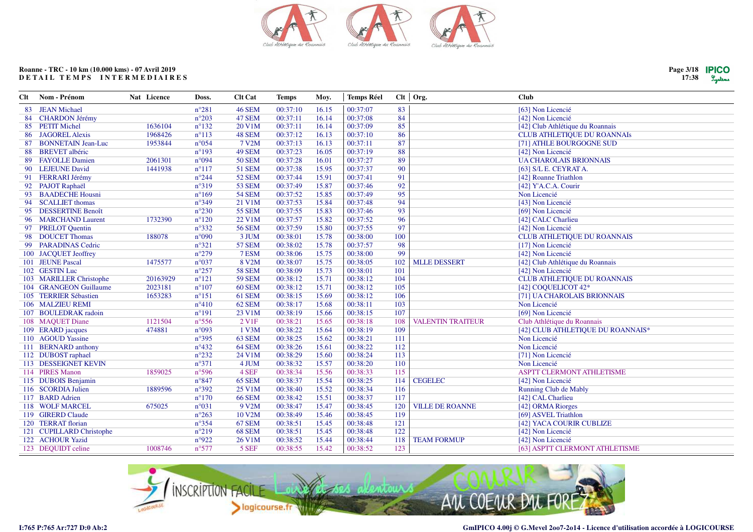**Roanne - TRC - 10 km (10.000 kms) - 07 Avril 2019**
**DETAIL TEMPS INTERMEDIAIRES**

| Clt | Nom - Prénom | Nat | Licence | Doss. | Clt Cat | Temps | Moy. | Temps Réel | Clt | Org. | Club |
|---|---|---|---|---|---|---|---|---|---|---|---|
| 83 | JEAN Michael | | | n°281 | 46 SEM | 00:37:10 | 16.15 | 00:37:07 | 83 | | [63] Non Licencié |
| 84 | CHARDON Jérémy | | | n°203 | 47 SEM | 00:37:11 | 16.14 | 00:37:08 | 84 | | [42] Non Licencié |
| 85 | PETIT Michel | | 1636104 | n°132 | 20 V1M | 00:37:11 | 16.14 | 00:37:09 | 85 | | [42] Club Athlétique du Roannais |
| 86 | JAGOREL Alexis | | 1968426 | n°113 | 48 SEM | 00:37:12 | 16.13 | 00:37:10 | 86 | | CLUB ATHLETIQUE DU ROANNAIs |
| 87 | BONNETAIN Jean-Luc | | 1953844 | n°054 | 7 V2M | 00:37:13 | 16.13 | 00:37:11 | 87 | | [71] ATHLE BOURGOGNE SUD |
| 88 | BREVET albéric | | | n°193 | 49 SEM | 00:37:23 | 16.05 | 00:37:19 | 88 | | [42] Non Licencié |
| 89 | FAYOLLE Damien | | 2061301 | n°094 | 50 SEM | 00:37:28 | 16.01 | 00:37:27 | 89 | | UA CHAROLAIS BRIONNAIS |
| 90 | LEJEUNE David | | 1441938 | n°117 | 51 SEM | 00:37:38 | 15.95 | 00:37:37 | 90 | | [63] S/L E. CEYRAT A. |
| 91 | FERRARI Jérémy | | | n°244 | 52 SEM | 00:37:44 | 15.91 | 00:37:41 | 91 | | [42] Roanne Triathlon |
| 92 | PAJOT Raphaël | | | n°319 | 53 SEM | 00:37:49 | 15.87 | 00:37:46 | 92 | | [42] Y'A.C.A. Courir |
| 93 | BAADECHE Housni | | | n°169 | 54 SEM | 00:37:52 | 15.85 | 00:37:49 | 95 | | Non Licencié |
| 94 | SCALLIET thomas | | | n°349 | 21 V1M | 00:37:53 | 15.84 | 00:37:48 | 94 | | [43] Non Licencié |
| 95 | DESSERTINE Benoît | | | n°230 | 55 SEM | 00:37:55 | 15.83 | 00:37:46 | 93 | | [69] Non Licencié |
| 96 | MARCHAND Laurent | | 1732390 | n°120 | 22 V1M | 00:37:57 | 15.82 | 00:37:52 | 96 | | [42] CALC Charlieu |
| 97 | PRELOT Quentin | | | n°332 | 56 SEM | 00:37:59 | 15.80 | 00:37:55 | 97 | | [42] Non Licencié |
| 98 | DOUCET Thomas | | 188078 | n°090 | 3 JUM | 00:38:01 | 15.78 | 00:38:00 | 100 | | CLUB ATHLETIQUE DU ROANNAIS |
| 99 | PARADINAS Cedric | | | n°321 | 57 SEM | 00:38:02 | 15.78 | 00:37:57 | 98 | | [17] Non Licencié |
| 100 | JACQUET Jeoffrey | | | n°279 | 7 ESM | 00:38:06 | 15.75 | 00:38:00 | 99 | | [42] Non Licencié |
| 101 | JEUNE Pascal | | 1475577 | n°037 | 8 V2M | 00:38:07 | 15.75 | 00:38:05 | 102 | MLLE DESSERT | [42] Club Athlétique du Roannais |
| 102 | GESTIN Luc | | | n°257 | 58 SEM | 00:38:09 | 15.73 | 00:38:01 | 101 | | [42] Non Licencié |
| 103 | MARILLER Christophe | | 20163929 | n°121 | 59 SEM | 00:38:12 | 15.71 | 00:38:12 | 104 | | CLUB ATHLETIQUE DU ROANNAIS |
| 104 | GRANGEON Guillaume | | 2023181 | n°107 | 60 SEM | 00:38:12 | 15.71 | 00:38:12 | 105 | | [42] COQUELICOT 42* |
| 105 | TERRIER Sébastien | | 1653283 | n°151 | 61 SEM | 00:38:15 | 15.69 | 00:38:12 | 106 | | [71] UA CHAROLAIS BRIONNAIS |
| 106 | MALZIEU REMI | | | n°410 | 62 SEM | 00:38:17 | 15.68 | 00:38:11 | 103 | | Non Licencié |
| 107 | BOULEDRAK radoin | | | n°191 | 23 V1M | 00:38:19 | 15.66 | 00:38:15 | 107 | | [69] Non Licencié |
| 108 | MAQUET Diane | | 1121504 | n°556 | 2 V1F | 00:38:21 | 15.65 | 00:38:18 | 108 | VALENTIN TRAITEUR | Club Athlétique du Roannais |
| 109 | ERARD jacques | | 474881 | n°093 | 1 V3M | 00:38:22 | 15.64 | 00:38:19 | 109 | | [42] CLUB ATHLETIQUE DU ROANNAIS* |
| 110 | AGOUD Yassine | | | n°395 | 63 SEM | 00:38:25 | 15.62 | 00:38:21 | 111 | | Non Licencié |
| 111 | BERNARD anthony | | | n°432 | 64 SEM | 00:38:26 | 15.61 | 00:38:22 | 112 | | Non Licencié |
| 112 | DUBOST raphael | | | n°232 | 24 V1M | 00:38:29 | 15.60 | 00:38:24 | 113 | | [71] Non Licencié |
| 113 | DESSEIGNET KEVIN | | | n°371 | 4 JUM | 00:38:32 | 15.57 | 00:38:20 | 110 | | Non Licencié |
| 114 | PIRES Manon | | 1859025 | n°596 | 4 SEF | 00:38:34 | 15.56 | 00:38:33 | 115 | | ASPTT CLERMONT ATHLETISME |
| 115 | DUBOIS Benjamin | | | n°847 | 65 SEM | 00:38:37 | 15.54 | 00:38:25 | 114 | CEGELEC | [42] Non Licencié |
| 116 | SCORDIA Julien | | 1889596 | n°392 | 25 V1M | 00:38:40 | 15.52 | 00:38:34 | 116 | | Running Club de Mably |
| 117 | BARD Adrien | | | n°170 | 66 SEM | 00:38:42 | 15.51 | 00:38:37 | 117 | | [42] CAL Charlieu |
| 118 | WOLF MARCEL | | 675025 | n°031 | 9 V2M | 00:38:47 | 15.47 | 00:38:45 | 120 | VILLE DE ROANNE | [42] ORMA Riorges |
| 119 | GIRERD Claude | | | n°263 | 10 V2M | 00:38:49 | 15.46 | 00:38:45 | 119 | | [69] ASVEL Triathlon |
| 120 | TERRAT florian | | | n°354 | 67 SEM | 00:38:51 | 15.45 | 00:38:48 | 121 | | [42] YACA COURIR CUBLIZE |
| 121 | CUPILLARD Christophe | | | n°219 | 68 SEM | 00:38:51 | 15.45 | 00:38:48 | 122 | | [42] Non Licencié |
| 122 | ACHOUR Yazid | | | n°922 | 26 V1M | 00:38:52 | 15.44 | 00:38:44 | 118 | TEAM FORMUP | [42] Non Licencié |
| 123 | DEQUIDT celine | | 1008746 | n°577 | 5 SEF | 00:38:55 | 15.42 | 00:38:52 | 123 | | [63] ASPTT CLERMONT ATHLETISME |

I:765 P:765 Ar:727 D:0 Ab:2

GmIPICO 4.00j © G.Mevel 2oo7-2o14 - Licence d'utilisation accordée à LOGICOURSE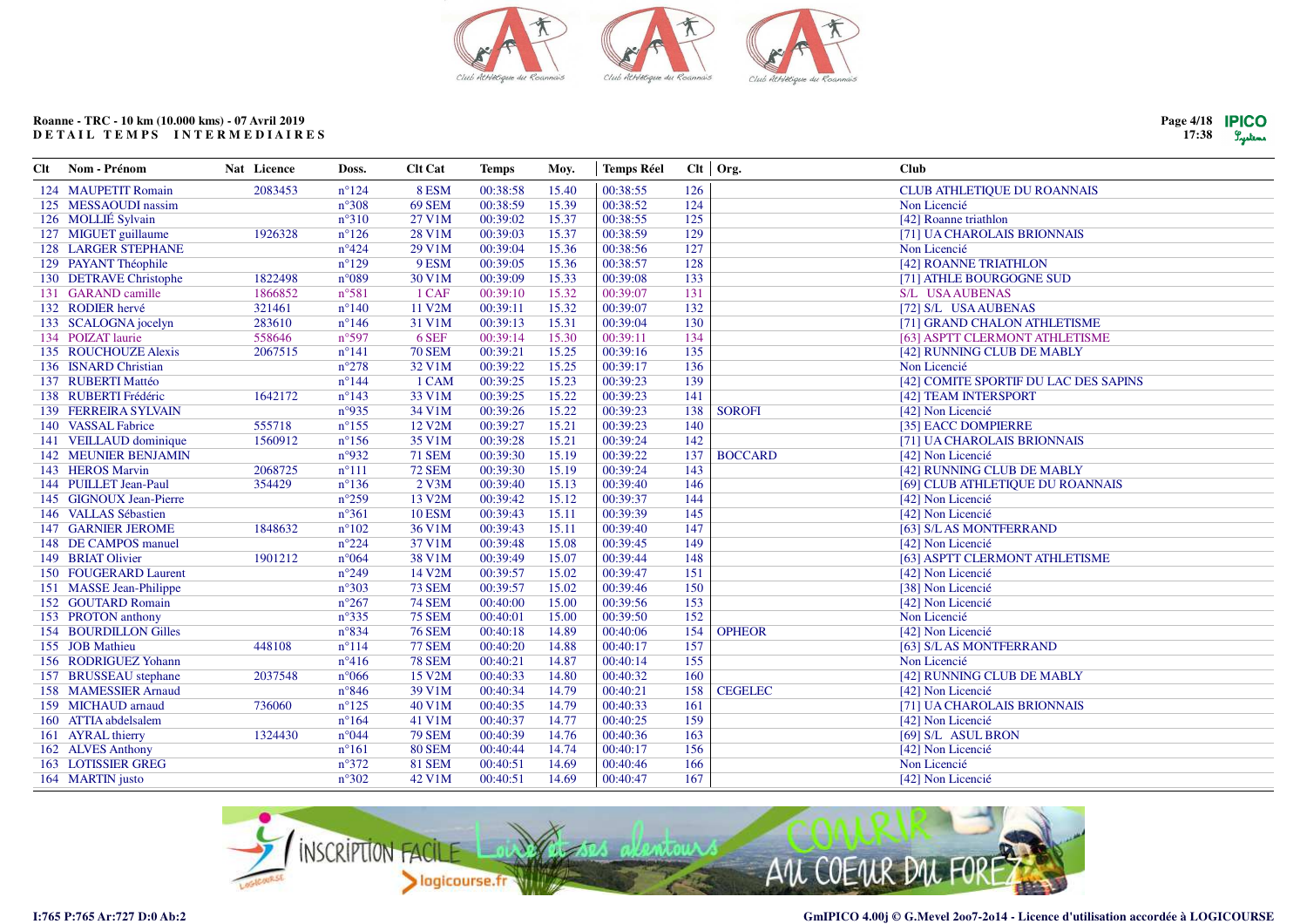Roanne - TRC - 10 km (10.000 kms) - 07 Avril 2019
DETAIL TEMPS INTERMEDIAIRES

| Clt | Nom - Prénom | Nat | Licence | Doss. | Clt Cat | Temps | Moy. | Temps Réel | Clt | Org. | Club |
|---|---|---|---|---|---|---|---|---|---|---|---|
| 124 | MAUPETIT Romain | | 2083453 | n°124 | 8 ESM | 00:38:58 | 15.40 | 00:38:55 | 126 | | CLUB ATHLETIQUE DU ROANNAIS |
| 125 | MESSAOUDI nassim | | | n°308 | 69 SEM | 00:38:59 | 15.39 | 00:38:52 | 124 | | Non Licencié |
| 126 | MOLLIÉ Sylvain | | | n°310 | 27 V1M | 00:39:02 | 15.37 | 00:38:55 | 125 | | [42] Roanne triathlon |
| 127 | MIGUET guillaume | | 1926328 | n°126 | 28 V1M | 00:39:03 | 15.37 | 00:38:59 | 129 | | [71] UA CHAROLAIS BRIONNAIS |
| 128 | LARGER STEPHANE | | | n°424 | 29 V1M | 00:39:04 | 15.36 | 00:38:56 | 127 | | Non Licencié |
| 129 | PAYANT Théophile | | | n°129 | 9 ESM | 00:39:05 | 15.36 | 00:38:57 | 128 | | [42] ROANNE TRIATHLON |
| 130 | DETRAVE Christophe | | 1822498 | n°089 | 30 V1M | 00:39:09 | 15.33 | 00:39:08 | 133 | | [71] ATHLE BOURGOGNE SUD |
| 131 | GARAND camille | | 1866852 | n°581 | 1 CAF | 00:39:10 | 15.32 | 00:39:07 | 131 | | S/L USA AUBENAS |
| 132 | RODIER hervé | | 321461 | n°140 | 11 V2M | 00:39:11 | 15.32 | 00:39:07 | 132 | | [72] S/L USA AUBENAS |
| 133 | SCALOGNA jocelyn | | 283610 | n°146 | 31 V1M | 00:39:13 | 15.31 | 00:39:04 | 130 | | [71] GRAND CHALON ATHLETISME |
| 134 | POIZAT laurie | | 558646 | n°597 | 6 SEF | 00:39:14 | 15.30 | 00:39:11 | 134 | | [63] ASPTT CLERMONT ATHLETISME |
| 135 | ROUCHOUZE Alexis | | 2067515 | n°141 | 70 SEM | 00:39:21 | 15.25 | 00:39:16 | 135 | | [42] RUNNING CLUB DE MABLY |
| 136 | ISNARD Christian | | | n°278 | 32 V1M | 00:39:22 | 15.25 | 00:39:17 | 136 | | Non Licencié |
| 137 | RUBERTI Mattéo | | | n°144 | 1 CAM | 00:39:25 | 15.23 | 00:39:23 | 139 | | [42] COMITE SPORTIF DU LAC DES SAPINS |
| 138 | RUBERTI Frédéric | | 1642172 | n°143 | 33 V1M | 00:39:25 | 15.22 | 00:39:23 | 141 | | [42] TEAM INTERSPORT |
| 139 | FERREIRA SYLVAIN | | | n°935 | 34 V1M | 00:39:26 | 15.22 | 00:39:23 | 138 | SOROFI | [42] Non Licencié |
| 140 | VASSAL Fabrice | | 555718 | n°155 | 12 V2M | 00:39:27 | 15.21 | 00:39:23 | 140 | | [35] EACC DOMPIERRE |
| 141 | VEILLAUD dominique | | 1560912 | n°156 | 35 V1M | 00:39:28 | 15.21 | 00:39:24 | 142 | | [71] UA CHAROLAIS BRIONNAIS |
| 142 | MEUNIER BENJAMIN | | | n°932 | 71 SEM | 00:39:30 | 15.19 | 00:39:22 | 137 | BOCCARD | [42] Non Licencié |
| 143 | HEROS Marvin | | 2068725 | n°111 | 72 SEM | 00:39:30 | 15.19 | 00:39:24 | 143 | | [42] RUNNING CLUB DE MABLY |
| 144 | PUILLET Jean-Paul | | 354429 | n°136 | 2 V3M | 00:39:40 | 15.13 | 00:39:40 | 146 | | [69] CLUB ATHLETIQUE DU ROANNAIS |
| 145 | GIGNOUX Jean-Pierre | | | n°259 | 13 V2M | 00:39:42 | 15.12 | 00:39:37 | 144 | | [42] Non Licencié |
| 146 | VALLAS Sébastien | | | n°361 | 10 ESM | 00:39:43 | 15.11 | 00:39:39 | 145 | | [42] Non Licencié |
| 147 | GARNIER JEROME | | 1848632 | n°102 | 36 V1M | 00:39:43 | 15.11 | 00:39:40 | 147 | | [63] S/L AS MONTFERRAND |
| 148 | DE CAMPOS manuel | | | n°224 | 37 V1M | 00:39:48 | 15.08 | 00:39:45 | 149 | | [42] Non Licencié |
| 149 | BRIAT Olivier | | 1901212 | n°064 | 38 V1M | 00:39:49 | 15.07 | 00:39:44 | 148 | | [63] ASPTT CLERMONT ATHLETISME |
| 150 | FOUGERAND Laurent | | | n°249 | 14 V2M | 00:39:57 | 15.02 | 00:39:47 | 151 | | [42] Non Licencié |
| 151 | MASSE Jean-Philippe | | | n°303 | 73 SEM | 00:39:57 | 15.02 | 00:39:46 | 150 | | [38] Non Licencié |
| 152 | GOUTARD Romain | | | n°267 | 74 SEM | 00:40:00 | 15.00 | 00:39:56 | 153 | | [42] Non Licencié |
| 153 | PROTON anthony | | | n°335 | 75 SEM | 00:40:01 | 15.00 | 00:39:50 | 152 | | Non Licencié |
| 154 | BOURDILLON Gilles | | | n°834 | 76 SEM | 00:40:18 | 14.89 | 00:40:06 | 154 | OPHEOR | [42] Non Licencié |
| 155 | JOB Mathieu | | 448108 | n°114 | 77 SEM | 00:40:20 | 14.88 | 00:40:17 | 157 | | [63] S/L AS MONTFERRAND |
| 156 | RODRIGUEZ Yohann | | | n°416 | 78 SEM | 00:40:21 | 14.87 | 00:40:14 | 155 | | Non Licencié |
| 157 | BRUSSEAU stephane | | 2037548 | n°066 | 15 V2M | 00:40:33 | 14.80 | 00:40:32 | 160 | | [42] RUNNING CLUB DE MABLY |
| 158 | MAMESSIER Arnaud | | | n°846 | 39 V1M | 00:40:34 | 14.79 | 00:40:21 | 158 | CEGELEC | [42] Non Licencié |
| 159 | MICHAUD arnaud | | 736060 | n°125 | 40 V1M | 00:40:35 | 14.79 | 00:40:33 | 161 | | [71] UA CHAROLAIS BRIONNAIS |
| 160 | ATTIA abdelsalem | | | n°164 | 41 V1M | 00:40:37 | 14.77 | 00:40:25 | 159 | | [42] Non Licencié |
| 161 | AYRAL thierry | | 1324430 | n°044 | 79 SEM | 00:40:39 | 14.76 | 00:40:36 | 163 | | [69] S/L ASUL BRON |
| 162 | ALVES Anthony | | | n°161 | 80 SEM | 00:40:44 | 14.74 | 00:40:17 | 156 | | [42] Non Licencié |
| 163 | LOTISSIER GREG | | | n°372 | 81 SEM | 00:40:51 | 14.69 | 00:40:46 | 166 | | Non Licencié |
| 164 | MARTIN justo | | | n°302 | 42 V1M | 00:40:51 | 14.69 | 00:40:47 | 167 | | [42] Non Licencié |

I:765 P:765 Ar:727 D:0 Ab:2

GmIPICO 4.00j © G.Mevel 2oo7-2o14 - Licence d'utilisation accordée à LOGICOURSE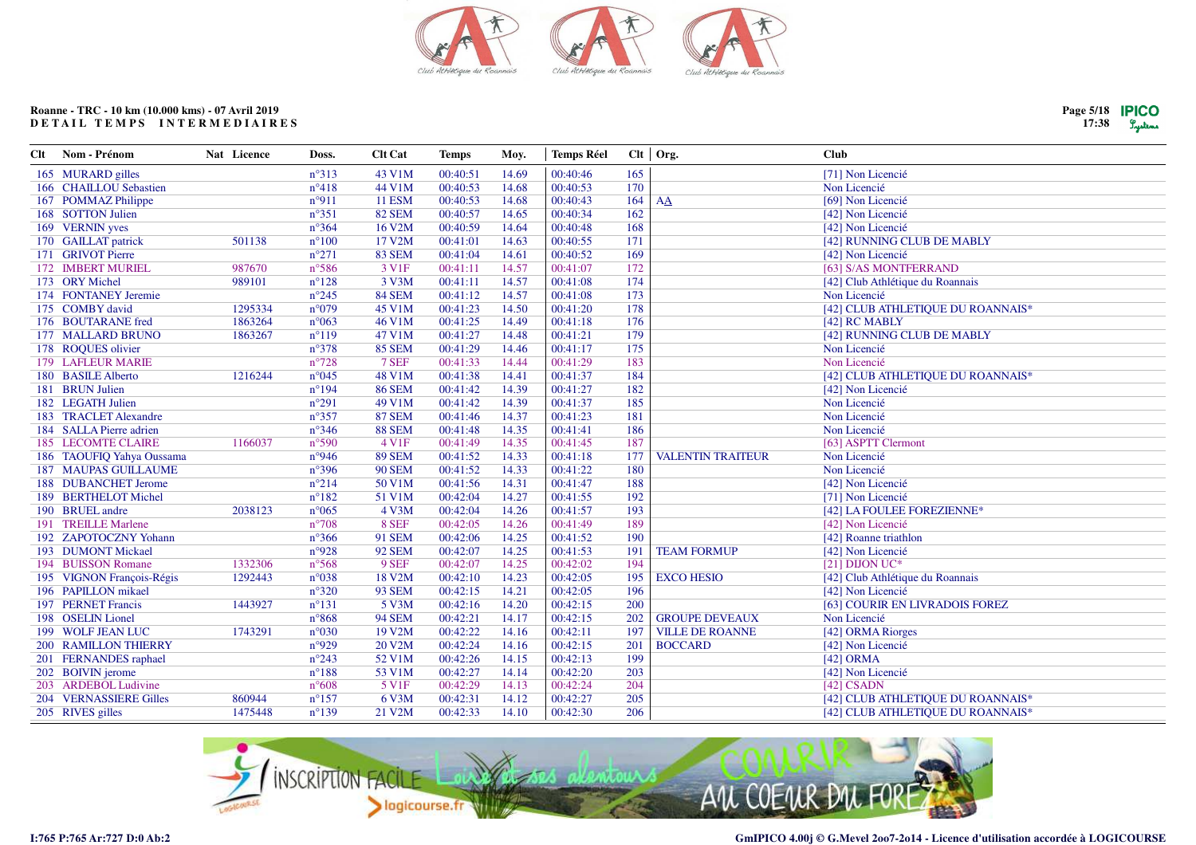**Roanne - TRC - 10 km (10.000 kms) - 07 Avril 2019**
**DETAIL TEMPS INTERMEDIAIRES**

| Clt | Nom - Prénom | Nat | Licence | Doss. | Clt Cat | Temps | Moy. | Temps Réel | Clt | Org. | Club |
|---|---|---|---|---|---|---|---|---|---|---|---|
| 165 | MURARD gilles | | | n°313 | 43 V1M | 00:40:51 | 14.69 | 00:40:46 | 165 | | [71] Non Licencié |
| 166 | CHAILLOU Sebastien | | | n°418 | 44 V1M | 00:40:53 | 14.68 | 00:40:53 | 170 | | Non Licencié |
| 167 | POMMAZ Philippe | | | n°911 | 11 ESM | 00:40:53 | 14.68 | 00:40:43 | 164 | AA | [69] Non Licencié |
| 168 | SOTTON Julien | | | n°351 | 82 SEM | 00:40:57 | 14.65 | 00:40:34 | 162 | | [42] Non Licencié |
| 169 | VERNIN yves | | | n°364 | 16 V2M | 00:40:59 | 14.64 | 00:40:48 | 168 | | [42] Non Licencié |
| 170 | GAILLAT patrick | | 501138 | n°100 | 17 V2M | 00:41:01 | 14.63 | 00:40:55 | 171 | | [42] RUNNING CLUB DE MABLY |
| 171 | GRIVOT Pierre | | | n°271 | 83 SEM | 00:41:04 | 14.61 | 00:40:52 | 169 | | [42] Non Licencié |
| 172 | IMBERT MURIEL | | 987670 | n°586 | 3 V1F | 00:41:11 | 14.57 | 00:41:07 | 172 | | [63] S/AS MONTFERRAND |
| 173 | ORY Michel | | 989101 | n°128 | 3 V3M | 00:41:11 | 14.57 | 00:41:08 | 174 | | [42] Club Athlétique du Roannais |
| 174 | FONTANEY Jeremie | | | n°245 | 84 SEM | 00:41:12 | 14.57 | 00:41:08 | 173 | | Non Licencié |
| 175 | COMBY david | | 1295334 | n°079 | 45 V1M | 00:41:23 | 14.50 | 00:41:20 | 178 | | [42] CLUB ATHLETIQUE DU ROANNAIS* |
| 176 | BOUTARANE fred | | 1863264 | n°063 | 46 V1M | 00:41:25 | 14.49 | 00:41:18 | 176 | | [42] RC MABLY |
| 177 | MALLARD BRUNO | | 1863267 | n°119 | 47 V1M | 00:41:27 | 14.48 | 00:41:21 | 179 | | [42] RUNNING CLUB DE MABLY |
| 178 | ROQUES olivier | | | n°378 | 85 SEM | 00:41:29 | 14.46 | 00:41:17 | 175 | | Non Licencié |
| 179 | LAFLEUR MARIE | | | n°728 | 7 SEF | 00:41:33 | 14.44 | 00:41:29 | 183 | | Non Licencié |
| 180 | BASILE Alberto | | 1216244 | n°045 | 48 V1M | 00:41:38 | 14.41 | 00:41:37 | 184 | | [42] CLUB ATHLETIQUE DU ROANNAIS* |
| 181 | BRUN Julien | | | n°194 | 86 SEM | 00:41:42 | 14.39 | 00:41:27 | 182 | | [42] Non Licencié |
| 182 | LEGATH Julien | | | n°291 | 49 V1M | 00:41:42 | 14.39 | 00:41:37 | 185 | | Non Licencié |
| 183 | TRACLET Alexandre | | | n°357 | 87 SEM | 00:41:46 | 14.37 | 00:41:23 | 181 | | Non Licencié |
| 184 | SALLA Pierre adrien | | | n°346 | 88 SEM | 00:41:48 | 14.35 | 00:41:41 | 186 | | Non Licencié |
| 185 | LECOMTE CLAIRE | | 1166037 | n°590 | 4 V1F | 00:41:49 | 14.35 | 00:41:45 | 187 | | [63] ASPTT Clermont |
| 186 | TAOUFIQ Yahya Oussama | | | n°946 | 89 SEM | 00:41:52 | 14.33 | 00:41:18 | 177 | VALENTIN TRAITEUR | Non Licencié |
| 187 | MAUPAS GUILLAUME | | | n°396 | 90 SEM | 00:41:52 | 14.33 | 00:41:22 | 180 | | Non Licencié |
| 188 | DUBANCHET Jerome | | | n°214 | 50 V1M | 00:41:56 | 14.31 | 00:41:47 | 188 | | [42] Non Licencié |
| 189 | BERTHELOT Michel | | | n°182 | 51 V1M | 00:42:04 | 14.27 | 00:41:55 | 192 | | [71] Non Licencié |
| 190 | BRUEL andre | | 2038123 | n°065 | 4 V3M | 00:42:04 | 14.26 | 00:41:57 | 193 | | [42] LA FOULEE FOREZIENNE* |
| 191 | TREILLE Marlene | | | n°708 | 8 SEF | 00:42:05 | 14.26 | 00:41:49 | 189 | | [42] Non Licencié |
| 192 | ZAPOTOCZNY Yohann | | | n°366 | 91 SEM | 00:42:06 | 14.25 | 00:41:52 | 190 | | [42] Roanne triathlon |
| 193 | DUMONT Mickael | | | n°928 | 92 SEM | 00:42:07 | 14.25 | 00:41:53 | 191 | TEAM FORMUP | [42] Non Licencié |
| 194 | BUISSON Romane | | 1332306 | n°568 | 9 SEF | 00:42:07 | 14.25 | 00:42:02 | 194 | | [21] DIJON UC* |
| 195 | VIGNON François-Régis | | 1292443 | n°038 | 18 V2M | 00:42:10 | 14.23 | 00:42:05 | 195 | EXCO HESIO | [42] Club Athlétique du Roannais |
| 196 | PAPILLON mikael | | | n°320 | 93 SEM | 00:42:15 | 14.21 | 00:42:05 | 196 | | [42] Non Licencié |
| 197 | PERNET Francis | | 1443927 | n°131 | 5 V3M | 00:42:16 | 14.20 | 00:42:15 | 200 | | [63] COURIR EN LIVRADOIS FOREZ |
| 198 | OSELIN Lionel | | | n°868 | 94 SEM | 00:42:21 | 14.17 | 00:42:15 | 202 | GROUPE DEVEAUX | Non Licencié |
| 199 | WOLF JEAN LUC | | 1743291 | n°030 | 19 V2M | 00:42:22 | 14.16 | 00:42:11 | 197 | VILLE DE ROANNE | [42] ORMA Riorges |
| 200 | RAMILLON THIERRY | | | n°929 | 20 V2M | 00:42:24 | 14.16 | 00:42:15 | 201 | BOCCARD | [42] Non Licencié |
| 201 | FERNANDES raphael | | | n°243 | 52 V1M | 00:42:26 | 14.15 | 00:42:13 | 199 | | [42] ORMA |
| 202 | BOIVIN jerome | | | n°188 | 53 V1M | 00:42:27 | 14.14 | 00:42:20 | 203 | | [42] Non Licencié |
| 203 | ARDEBOL Ludivine | | | n°608 | 5 V1F | 00:42:29 | 14.13 | 00:42:24 | 204 | | [42] CSADN |
| 204 | VERNASSIERE Gilles | | 860944 | n°157 | 6 V3M | 00:42:31 | 14.12 | 00:42:27 | 205 | | [42] CLUB ATHLETIQUE DU ROANNAIS* |
| 205 | RIVES gilles | | 1475448 | n°139 | 21 V2M | 00:42:33 | 14.10 | 00:42:30 | 206 | | [42] CLUB ATHLETIQUE DU ROANNAIS* |

I:765 P:765 Ar:727 D:0 Ab:2

GmIPICO 4.00j © G.Mevel 2oo7-2o14 - Licence d'utilisation accordée à LOGICOURSE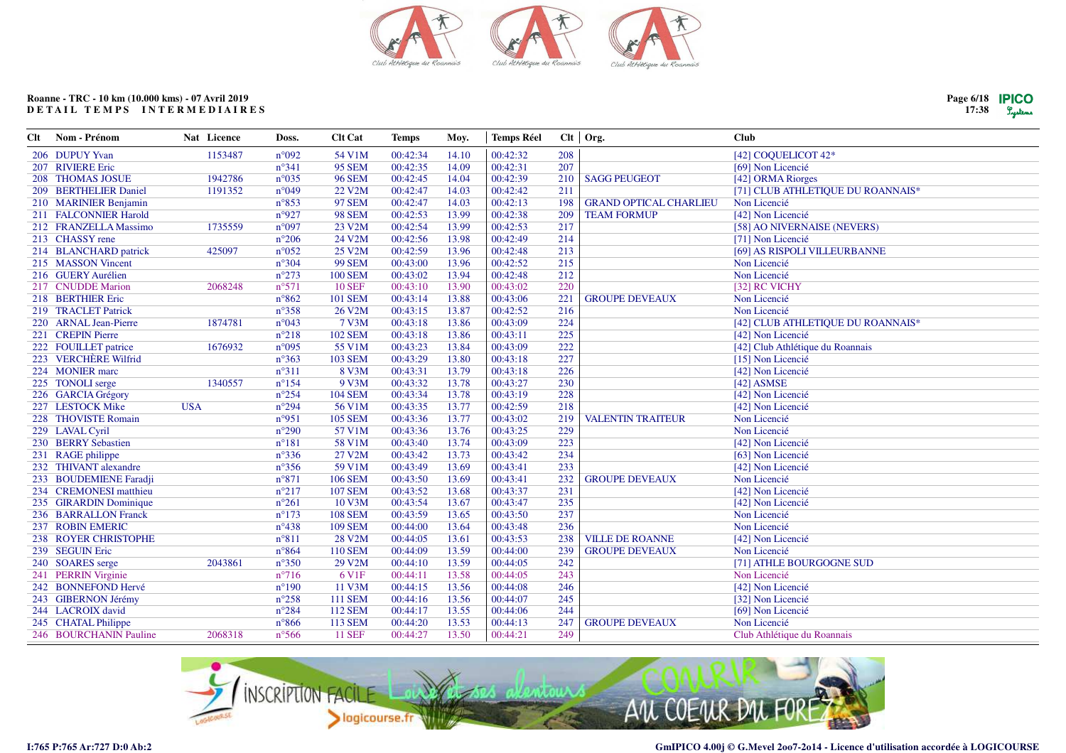Roanne - TRC - 10 km (10.000 kms) - 07 Avril 2019
DETAIL TEMPS INTERMEDIAIRES

| Clt | Nom - Prénom | Nat | Licence | Doss. | Clt Cat | Temps | Moy. | Temps Réel | Clt | Org. | Club |
|---|---|---|---|---|---|---|---|---|---|---|---|
| 206 | DUPUY Yvan | | 1153487 | n°092 | 54 V1M | 00:42:34 | 14.10 | 00:42:32 | 208 | | [42] COQUELICOT 42* |
| 207 | RIVIERE Eric | | | n°341 | 95 SEM | 00:42:35 | 14.09 | 00:42:31 | 207 | | [69] Non Licencié |
| 208 | THOMAS JOSUE | | 1942786 | n°035 | 96 SEM | 00:42:45 | 14.04 | 00:42:39 | 210 | SAGG PEUGEOT | [42] ORMA Riorges |
| 209 | BERTHELIER Daniel | | 1191352 | n°049 | 22 V2M | 00:42:47 | 14.03 | 00:42:42 | 211 | | [71] CLUB ATHLETIQUE DU ROANNAIS* |
| 210 | MARINIER Benjamin | | | n°853 | 97 SEM | 00:42:47 | 14.03 | 00:42:13 | 198 | GRAND OPTICAL CHARLIEU | Non Licencié |
| 211 | FALCONNIER Harold | | | n°927 | 98 SEM | 00:42:53 | 13.99 | 00:42:38 | 209 | TEAM FORMUP | [42] Non Licencié |
| 212 | FRANZELLA Massimo | | 1735559 | n°097 | 23 V2M | 00:42:54 | 13.99 | 00:42:53 | 217 | | [58] AO NIVERNAISE (NEVERS) |
| 213 | CHASSY rene | | | n°206 | 24 V2M | 00:42:56 | 13.98 | 00:42:49 | 214 | | [71] Non Licencié |
| 214 | BLANCHARD patrick | | 425097 | n°052 | 25 V2M | 00:42:59 | 13.96 | 00:42:48 | 213 | | [69] AS RISPOLI VILLEURBANNE |
| 215 | MASSON Vincent | | | n°304 | 99 SEM | 00:43:00 | 13.96 | 00:42:52 | 215 | | Non Licencié |
| 216 | GUERY Aurélien | | | n°273 | 100 SEM | 00:43:02 | 13.94 | 00:42:48 | 212 | | Non Licencié |
| 217 | CNUDDE Marion | | 2068248 | n°571 | 10 SEF | 00:43:10 | 13.90 | 00:43:02 | 220 | | [32] RC VICHY |
| 218 | BERTHIER Eric | | | n°862 | 101 SEM | 00:43:14 | 13.88 | 00:43:06 | 221 | GROUPE DEVEAUX | Non Licencié |
| 219 | TRACLET Patrick | | | n°358 | 26 V2M | 00:43:15 | 13.87 | 00:42:52 | 216 | | Non Licencié |
| 220 | ARNAL Jean-Pierre | | 1874781 | n°043 | 7 V3M | 00:43:18 | 13.86 | 00:43:09 | 224 | | [42] CLUB ATHLETIQUE DU ROANNAIS* |
| 221 | CREPIN Pierre | | | n°218 | 102 SEM | 00:43:18 | 13.86 | 00:43:11 | 225 | | [42] Non Licencié |
| 222 | FOUILLET patrice | | 1676932 | n°095 | 55 V1M | 00:43:23 | 13.84 | 00:43:09 | 222 | | [42] Club Athlétique du Roannais |
| 223 | VERCHÈRE Wilfrid | | | n°363 | 103 SEM | 00:43:29 | 13.80 | 00:43:18 | 227 | | [15] Non Licencié |
| 224 | MONIER marc | | | n°311 | 8 V3M | 00:43:31 | 13.79 | 00:43:18 | 226 | | [42] Non Licencié |
| 225 | TONOLI serge | | 1340557 | n°154 | 9 V3M | 00:43:32 | 13.78 | 00:43:27 | 230 | | [42] ASMSE |
| 226 | GARCIA Grégory | | | n°254 | 104 SEM | 00:43:34 | 13.78 | 00:43:19 | 228 | | [42] Non Licencié |
| 227 | LESTOCK Mike | USA | | n°294 | 56 V1M | 00:43:35 | 13.77 | 00:42:59 | 218 | | [42] Non Licencié |
| 228 | THOVISTE Romain | | | n°951 | 105 SEM | 00:43:36 | 13.77 | 00:43:02 | 219 | VALENTIN TRAITEUR | Non Licencié |
| 229 | LAVAL Cyril | | | n°290 | 57 V1M | 00:43:36 | 13.76 | 00:43:25 | 229 | | Non Licencié |
| 230 | BERRY Sebastien | | | n°181 | 58 V1M | 00:43:40 | 13.74 | 00:43:09 | 223 | | [42] Non Licencié |
| 231 | RAGE philippe | | | n°336 | 27 V2M | 00:43:42 | 13.73 | 00:43:42 | 234 | | [63] Non Licencié |
| 232 | THIVANT alexandre | | | n°356 | 59 V1M | 00:43:49 | 13.69 | 00:43:41 | 233 | | [42] Non Licencié |
| 233 | BOUDEMIENE Faradji | | | n°871 | 106 SEM | 00:43:50 | 13.69 | 00:43:41 | 232 | GROUPE DEVEAUX | Non Licencié |
| 234 | CREMONESI matthieu | | | n°217 | 107 SEM | 00:43:52 | 13.68 | 00:43:37 | 231 | | [42] Non Licencié |
| 235 | GIRARDIN Dominique | | | n°261 | 10 V3M | 00:43:54 | 13.67 | 00:43:47 | 235 | | [42] Non Licencié |
| 236 | BARRALLON Franck | | | n°173 | 108 SEM | 00:43:59 | 13.65 | 00:43:50 | 237 | | Non Licencié |
| 237 | ROBIN EMERIC | | | n°438 | 109 SEM | 00:44:00 | 13.64 | 00:43:48 | 236 | | Non Licencié |
| 238 | ROYER CHRISTOPHE | | | n°811 | 28 V2M | 00:44:05 | 13.61 | 00:43:53 | 238 | VILLE DE ROANNE | [42] Non Licencié |
| 239 | SEGUIN Eric | | | n°864 | 110 SEM | 00:44:09 | 13.59 | 00:44:00 | 239 | GROUPE DEVEAUX | Non Licencié |
| 240 | SOARES serge | | 2043861 | n°350 | 29 V2M | 00:44:10 | 13.59 | 00:44:05 | 242 | | [71] ATHLE BOURGOGNE SUD |
| 241 | PERRIN Virginie | | | n°716 | 6 V1F | 00:44:11 | 13.58 | 00:44:05 | 243 | | Non Licencié |
| 242 | BONNEFOND Hervé | | | n°190 | 11 V3M | 00:44:15 | 13.56 | 00:44:08 | 246 | | [42] Non Licencié |
| 243 | GIBERNON Jérémy | | | n°258 | 111 SEM | 00:44:16 | 13.56 | 00:44:07 | 245 | | [32] Non Licencié |
| 244 | LACROIX david | | | n°284 | 112 SEM | 00:44:17 | 13.55 | 00:44:06 | 244 | | [69] Non Licencié |
| 245 | CHATAL Philippe | | | n°866 | 113 SEM | 00:44:20 | 13.53 | 00:44:13 | 247 | GROUPE DEVEAUX | Non Licencié |
| 246 | BOURCHANIN Pauline | | 2068318 | n°566 | 11 SEF | 00:44:27 | 13.50 | 00:44:21 | 249 | | Club Athlétique du Roannais |

I:765 P:765 Ar:727 D:0 Ab:2

GmIPICO 4.00j © G.Mevel 2oo7-2o14 - Licence d'utilisation accordée à LOGICOURSE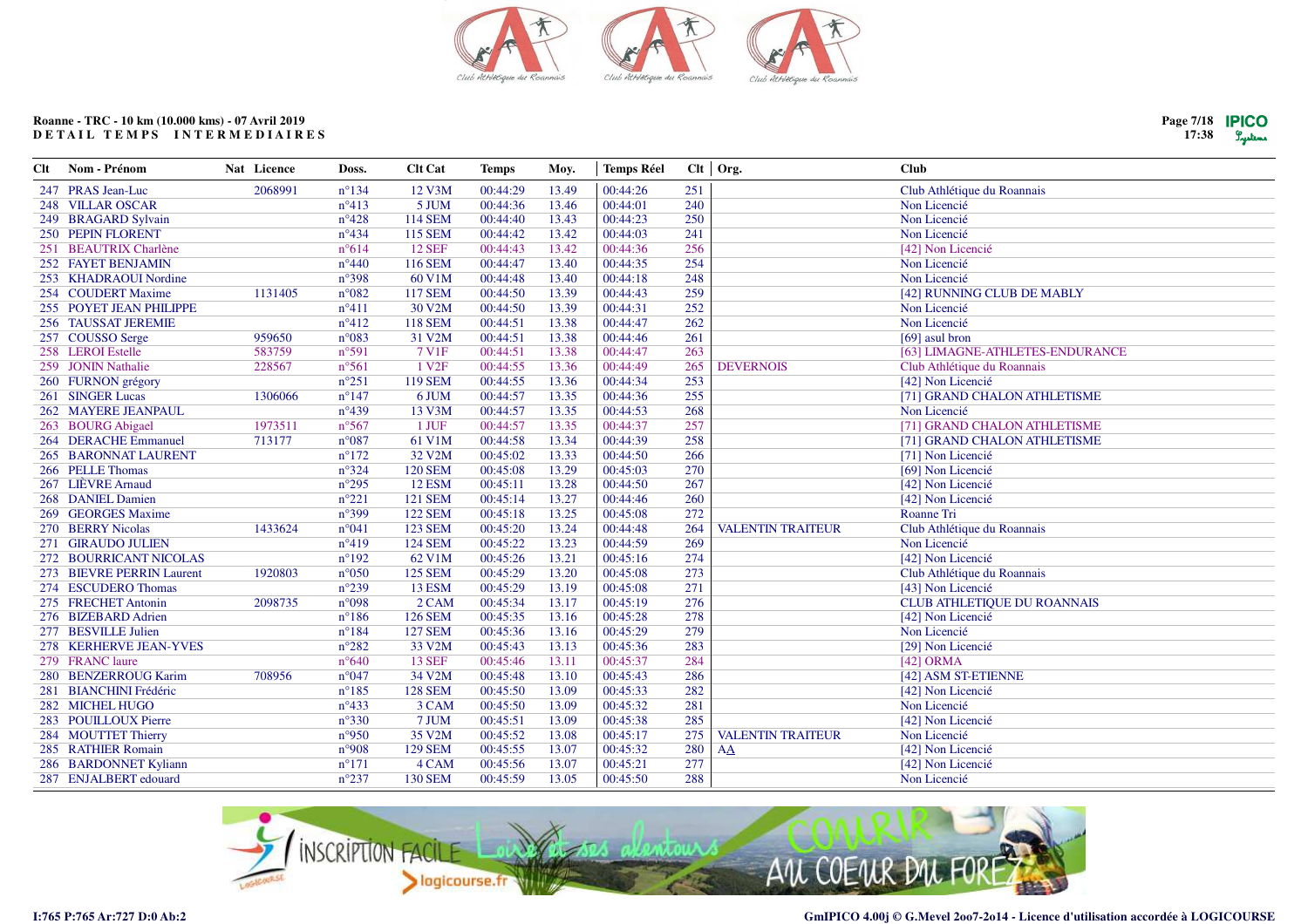Roanne - TRC - 10 km (10.000 kms) - 07 Avril 2019
**DETAIL TEMPS INTERMEDIAIRES**

| Clt | Nom - Prénom | Nat | Licence | Doss. | Clt Cat | Temps | Moy. | Temps Réel | Clt | Org. | Club |
|---|---|---|---|---|---|---|---|---|---|---|---|
| 247 | PRAS Jean-Luc | | 2068991 | n°134 | 12 V3M | 00:44:29 | 13.49 | 00:44:26 | 251 | | Club Athlétique du Roannais |
| 248 | VILLAR OSCAR | | | n°413 | 5 JUM | 00:44:36 | 13.46 | 00:44:01 | 240 | | Non Licencié |
| 249 | BRAGARD Sylvain | | | n°428 | 114 SEM | 00:44:40 | 13.43 | 00:44:23 | 250 | | Non Licencié |
| 250 | PEPIN FLORENT | | | n°434 | 115 SEM | 00:44:42 | 13.42 | 00:44:03 | 241 | | Non Licencié |
| 251 | BEAUTRIX Charlène | | | n°614 | 12 SEF | 00:44:43 | 13.42 | 00:44:36 | 256 | | [42] Non Licencié |
| 252 | FAYET BENJAMIN | | | n°440 | 116 SEM | 00:44:47 | 13.40 | 00:44:35 | 254 | | Non Licencié |
| 253 | KHADRAOUI Nordine | | | n°398 | 60 V1M | 00:44:48 | 13.40 | 00:44:18 | 248 | | Non Licencié |
| 254 | COUDERT Maxime | | 1131405 | n°082 | 117 SEM | 00:44:50 | 13.39 | 00:44:43 | 259 | | [42] RUNNING CLUB DE MABLY |
| 255 | POYET JEAN PHILIPPE | | | n°411 | 30 V2M | 00:44:50 | 13.39 | 00:44:31 | 252 | | Non Licencié |
| 256 | TAUSSAT JEREMIE | | | n°412 | 118 SEM | 00:44:51 | 13.38 | 00:44:47 | 262 | | Non Licencié |
| 257 | COUSSO Serge | | 959650 | n°083 | 31 V2M | 00:44:51 | 13.38 | 00:44:46 | 261 | | [69] asul bron |
| 258 | LEROI Estelle | | 583759 | n°591 | 7 V1F | 00:44:51 | 13.38 | 00:44:47 | 263 | | [63] LIMAGNE-ATHLETES-ENDURANCE |
| 259 | JONIN Nathalie | | 228567 | n°561 | 1 V2F | 00:44:55 | 13.36 | 00:44:49 | 265 | DEVERNOIS | Club Athlétique du Roannais |
| 260 | FURNON grégory | | | n°251 | 119 SEM | 00:44:55 | 13.36 | 00:44:34 | 253 | | [42] Non Licencié |
| 261 | SINGER Lucas | | 1306066 | n°147 | 6 JUM | 00:44:57 | 13.35 | 00:44:36 | 255 | | [71] GRAND CHALON ATHLETISME |
| 262 | MAYERE JEANPAUL | | | n°439 | 13 V3M | 00:44:57 | 13.35 | 00:44:53 | 268 | | Non Licencié |
| 263 | BOURG Abigael | | 1973511 | n°567 | 1 JUF | 00:44:57 | 13.35 | 00:44:37 | 257 | | [71] GRAND CHALON ATHLETISME |
| 264 | DERACHE Emmanuel | | 713177 | n°087 | 61 V1M | 00:44:58 | 13.34 | 00:44:39 | 258 | | [71] GRAND CHALON ATHLETISME |
| 265 | BARONNAT LAURENT | | | n°172 | 32 V2M | 00:45:02 | 13.33 | 00:44:50 | 266 | | [71] Non Licencié |
| 266 | PELLE Thomas | | | n°324 | 120 SEM | 00:45:08 | 13.29 | 00:45:03 | 270 | | [69] Non Licencié |
| 267 | LIÈVRE Arnaud | | | n°295 | 12 ESM | 00:45:11 | 13.28 | 00:44:50 | 267 | | [42] Non Licencié |
| 268 | DANIEL Damien | | | n°221 | 121 SEM | 00:45:14 | 13.27 | 00:44:46 | 260 | | [42] Non Licencié |
| 269 | GEORGES Maxime | | | n°399 | 122 SEM | 00:45:18 | 13.25 | 00:45:08 | 272 | | Roanne Tri |
| 270 | BERRY Nicolas | | 1433624 | n°041 | 123 SEM | 00:45:20 | 13.24 | 00:44:48 | 264 | VALENTIN TRAITEUR | Club Athlétique du Roannais |
| 271 | GIRAUDO JULIEN | | | n°419 | 124 SEM | 00:45:22 | 13.23 | 00:44:59 | 269 | | Non Licencié |
| 272 | BOURRICANT NICOLAS | | | n°192 | 62 V1M | 00:45:26 | 13.21 | 00:45:16 | 274 | | [42] Non Licencié |
| 273 | BIEVRE PERRIN Laurent | | 1920803 | n°050 | 125 SEM | 00:45:29 | 13.20 | 00:45:08 | 273 | | Club Athlétique du Roannais |
| 274 | ESCUDERO Thomas | | | n°239 | 13 ESM | 00:45:29 | 13.19 | 00:45:08 | 271 | | [43] Non Licencié |
| 275 | FRECHET Antonin | | 2098735 | n°098 | 2 CAM | 00:45:34 | 13.17 | 00:45:19 | 276 | | CLUB ATHLETIQUE DU ROANNAIS |
| 276 | BIZEBARD Adrien | | | n°186 | 126 SEM | 00:45:35 | 13.16 | 00:45:28 | 278 | | [42] Non Licencié |
| 277 | BESVILLE Julien | | | n°184 | 127 SEM | 00:45:36 | 13.16 | 00:45:29 | 279 | | Non Licencié |
| 278 | KERHERVE JEAN-YVES | | | n°282 | 33 V2M | 00:45:43 | 13.13 | 00:45:36 | 283 | | [29] Non Licencié |
| 279 | FRANC laure | | | n°640 | 13 SEF | 00:45:46 | 13.11 | 00:45:37 | 284 | | [42] ORMA |
| 280 | BENZERROUG Karim | | 708956 | n°047 | 34 V2M | 00:45:48 | 13.10 | 00:45:43 | 286 | | [42] ASM ST-ETIENNE |
| 281 | BIANCHINI Frédéric | | | n°185 | 128 SEM | 00:45:50 | 13.09 | 00:45:33 | 282 | | [42] Non Licencié |
| 282 | MICHEL HUGO | | | n°433 | 3 CAM | 00:45:50 | 13.09 | 00:45:32 | 281 | | Non Licencié |
| 283 | POUILLOUX Pierre | | | n°330 | 7 JUM | 00:45:51 | 13.09 | 00:45:38 | 285 | | [42] Non Licencié |
| 284 | MOUTTET Thierry | | | n°950 | 35 V2M | 00:45:52 | 13.08 | 00:45:17 | 275 | VALENTIN TRAITEUR | Non Licencié |
| 285 | RATHIER Romain | | | n°908 | 129 SEM | 00:45:55 | 13.07 | 00:45:32 | 280 | AA | [42] Non Licencié |
| 286 | BARDONNET Kyliann | | | n°171 | 4 CAM | 00:45:56 | 13.07 | 00:45:21 | 277 | | [42] Non Licencié |
| 287 | ENJALBERT edouard | | | n°237 | 130 SEM | 00:45:59 | 13.05 | 00:45:50 | 288 | | Non Licencié |

I:765 P:765 Ar:727 D:0 Ab:2

GmIPICO 4.00j © G.Mevel 2oo7-2o14 - Licence d'utilisation accordée à LOGICOURSE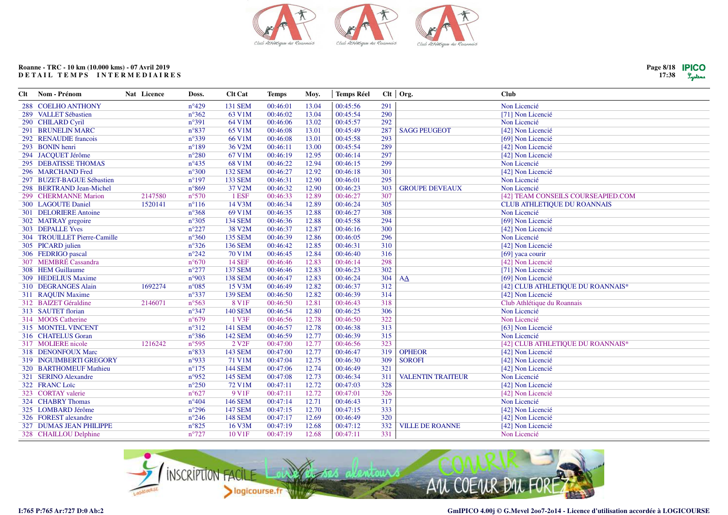Roanne - TRC - 10 km (10.000 kms) - 07 Avril 2019
DETAIL TEMPS INTERMEDIAIRES

| Clt | Nom - Prénom | Nat | Licence | Doss. | Clt Cat | Temps | Moy. | Temps Réel | Clt | Org. | Club |
|---|---|---|---|---|---|---|---|---|---|---|---|
| 288 | COELHO ANTHONY | | | n°429 | 131 SEM | 00:46:01 | 13.04 | 00:45:56 | 291 | | Non Licencié |
| 289 | VALLET Sébastien | | | n°362 | 63 V1M | 00:46:02 | 13.04 | 00:45:54 | 290 | | [71] Non Licencié |
| 290 | CHILARD Cyril | | | n°391 | 64 V1M | 00:46:06 | 13.02 | 00:45:57 | 292 | | Non Licencié |
| 291 | BRUNELIN MARC | | | n°837 | 65 V1M | 00:46:08 | 13.01 | 00:45:49 | 287 | SAGG PEUGEOT | [42] Non Licencié |
| 292 | RENAUDIE francois | | | n°339 | 66 V1M | 00:46:08 | 13.01 | 00:45:58 | 293 | | [69] Non Licencié |
| 293 | BONIN henri | | | n°189 | 36 V2M | 00:46:11 | 13.00 | 00:45:54 | 289 | | [42] Non Licencié |
| 294 | JACQUET Jérôme | | | n°280 | 67 V1M | 00:46:19 | 12.95 | 00:46:14 | 297 | | [42] Non Licencié |
| 295 | DEBATISSE THOMAS | | | n°435 | 68 V1M | 00:46:22 | 12.94 | 00:46:15 | 299 | | Non Licencié |
| 296 | MARCHAND Fred | | | n°300 | 132 SEM | 00:46:27 | 12.92 | 00:46:18 | 301 | | [42] Non Licencié |
| 297 | BUZET-BAGUE Sébastien | | | n°197 | 133 SEM | 00:46:31 | 12.90 | 00:46:01 | 295 | | Non Licencié |
| 298 | BERTRAND Jean-Michel | | | n°869 | 37 V2M | 00:46:32 | 12.90 | 00:46:23 | 303 | GROUPE DEVEAUX | Non Licencié |
| 299 | CHERMANNE Marion | | 2147580 | n°570 | 1 ESF | 00:46:33 | 12.89 | 00:46:27 | 307 | | [42] TEAM CONSEILS COURSEAPIED.COM |
| 300 | LAGOUTE Daniel | | 1520141 | n°116 | 14 V3M | 00:46:34 | 12.89 | 00:46:24 | 305 | | CLUB ATHLETIQUE DU ROANNAIS |
| 301 | DELORIERE Antoine | | | n°368 | 69 V1M | 00:46:35 | 12.88 | 00:46:27 | 308 | | Non Licencié |
| 302 | MATRAY gregoire | | | n°305 | 134 SEM | 00:46:36 | 12.88 | 00:45:58 | 294 | | [69] Non Licencié |
| 303 | DEPALLE Yves | | | n°227 | 38 V2M | 00:46:37 | 12.87 | 00:46:16 | 300 | | [42] Non Licencié |
| 304 | TROUILLET Pierre-Camille | | | n°360 | 135 SEM | 00:46:39 | 12.86 | 00:46:05 | 296 | | Non Licencié |
| 305 | PICARD julien | | | n°326 | 136 SEM | 00:46:42 | 12.85 | 00:46:31 | 310 | | [42] Non Licencié |
| 306 | FEDRIGO pascal | | | n°242 | 70 V1M | 00:46:45 | 12.84 | 00:46:40 | 316 | | [69] yaca courir |
| 307 | MEMBRÉ Cassandra | | | n°670 | 14 SEF | 00:46:46 | 12.83 | 00:46:14 | 298 | | [42] Non Licencié |
| 308 | HEM Guillaume | | | n°277 | 137 SEM | 00:46:46 | 12.83 | 00:46:23 | 302 | | [71] Non Licencié |
| 309 | HEDELIUS Maxime | | | n°903 | 138 SEM | 00:46:47 | 12.83 | 00:46:24 | 304 | AA | [69] Non Licencié |
| 310 | DEGRANGES Alain | | 1692274 | n°085 | 15 V3M | 00:46:49 | 12.82 | 00:46:37 | 312 | | [42] CLUB ATHLETIQUE DU ROANNAIS* |
| 311 | RAQUIN Maxime | | | n°337 | 139 SEM | 00:46:50 | 12.82 | 00:46:39 | 314 | | [42] Non Licencié |
| 312 | BAIZET Géraldine | | 2146071 | n°563 | 8 V1F | 00:46:50 | 12.81 | 00:46:43 | 318 | | Club Athlétique du Roannais |
| 313 | SAUTET florian | | | n°347 | 140 SEM | 00:46:54 | 12.80 | 00:46:25 | 306 | | Non Licencié |
| 314 | MOOS Catherine | | | n°679 | 1 V3F | 00:46:56 | 12.78 | 00:46:50 | 322 | | Non Licencié |
| 315 | MONTEL VINCENT | | | n°312 | 141 SEM | 00:46:57 | 12.78 | 00:46:38 | 313 | | [63] Non Licencié |
| 316 | CHATELUS Goran | | | n°386 | 142 SEM | 00:46:59 | 12.77 | 00:46:39 | 315 | | Non Licencié |
| 317 | MOLIERE nicole | | 1216242 | n°595 | 2 V2F | 00:47:00 | 12.77 | 00:46:56 | 323 | | [42] CLUB ATHLETIQUE DU ROANNAIS* |
| 318 | DENONFOUX Marc | | | n°833 | 143 SEM | 00:47:00 | 12.77 | 00:46:47 | 319 | OPHEOR | [42] Non Licencié |
| 319 | INGUIMBERTI GREGORY | | | n°933 | 71 V1M | 00:47:04 | 12.75 | 00:46:30 | 309 | SOROFI | [42] Non Licencié |
| 320 | BARTHOMEUF Mathieu | | | n°175 | 144 SEM | 00:47:06 | 12.74 | 00:46:49 | 321 | | [42] Non Licencié |
| 321 | SERINO Alexandre | | | n°952 | 145 SEM | 00:47:08 | 12.73 | 00:46:34 | 311 | VALENTIN TRAITEUR | Non Licencié |
| 322 | FRANC Loïc | | | n°250 | 72 V1M | 00:47:11 | 12.72 | 00:47:03 | 328 | | [42] Non Licencié |
| 323 | CORTAY valerie | | | n°627 | 9 V1F | 00:47:11 | 12.72 | 00:47:01 | 326 | | [42] Non Licencié |
| 324 | CHABRY Thomas | | | n°404 | 146 SEM | 00:47:14 | 12.71 | 00:46:43 | 317 | | Non Licencié |
| 325 | LOMBARD Jérôme | | | n°296 | 147 SEM | 00:47:15 | 12.70 | 00:47:15 | 333 | | [42] Non Licencié |
| 326 | FOREST alexandre | | | n°246 | 148 SEM | 00:47:17 | 12.69 | 00:46:49 | 320 | | [42] Non Licencié |
| 327 | DUMAS JEAN PHILIPPE | | | n°825 | 16 V3M | 00:47:19 | 12.68 | 00:47:12 | 332 | VILLE DE ROANNE | [42] Non Licencié |
| 328 | CHAILLOU Delphine | | | n°727 | 10 V1F | 00:47:19 | 12.68 | 00:47:11 | 331 | | Non Licencié |

I:765 P:765 Ar:727 D:0 Ab:2

GmIPICO 4.00j © G.Mevel 2oo7-2o14 - Licence d'utilisation accordée à LOGICOURSE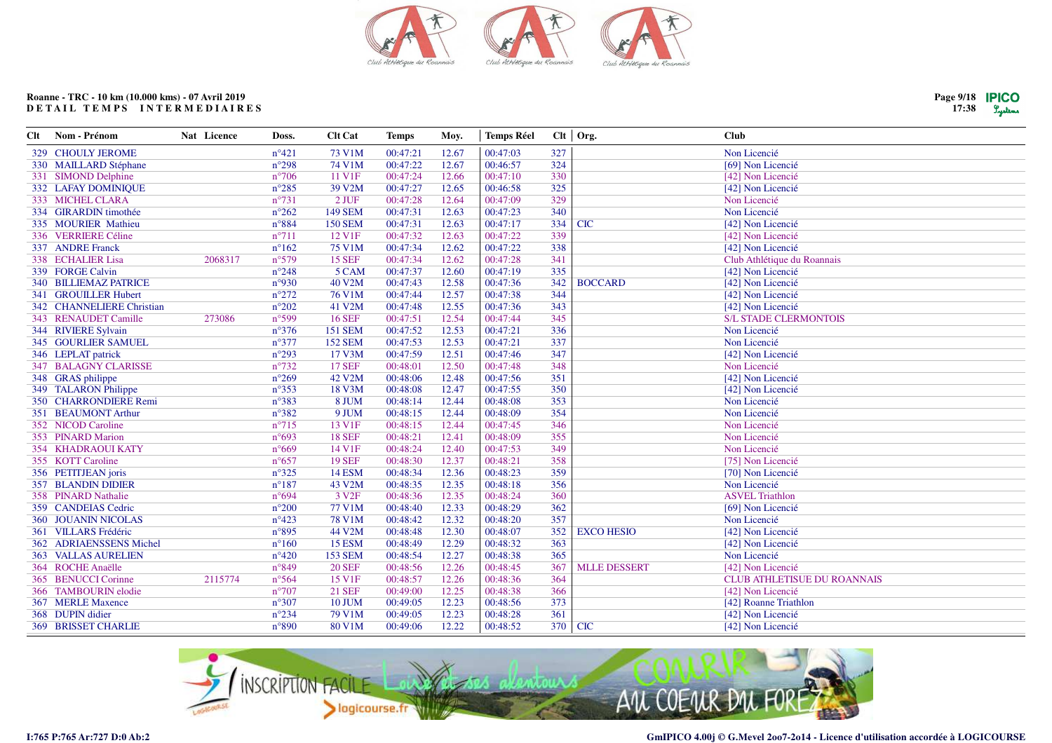**Roanne - TRC - 10 km (10.000 kms) - 07 Avril 2019**
**DETAIL TEMPS INTERMEDIAIRES**

| Clt | Nom - Prénom | Nat | Licence | Doss. | Clt Cat | Temps | Moy. | Temps Réel | Clt | Org. | Club |
|---|---|---|---|---|---|---|---|---|---|---|---|
| 329 | CHOULY JEROME | | | n°421 | 73 V1M | 00:47:21 | 12.67 | 00:47:03 | 327 | | Non Licencié |
| 330 | MAILLARD Stéphane | | | n°298 | 74 V1M | 00:47:22 | 12.67 | 00:46:57 | 324 | | [69] Non Licencié |
| 331 | SIMOND Delphine | | | n°706 | 11 V1F | 00:47:24 | 12.66 | 00:47:10 | 330 | | [42] Non Licencié |
| 332 | LAFAY DOMINIQUE | | | n°285 | 39 V2M | 00:47:27 | 12.65 | 00:46:58 | 325 | | [42] Non Licencié |
| 333 | MICHEL CLARA | | | n°731 | 2 JUF | 00:47:28 | 12.64 | 00:47:09 | 329 | | Non Licencié |
| 334 | GIRARDIN timothée | | | n°262 | 149 SEM | 00:47:31 | 12.63 | 00:47:23 | 340 | | Non Licencié |
| 335 | MOURIER Mathieu | | | n°884 | 150 SEM | 00:47:31 | 12.63 | 00:47:17 | 334 | CIC | [42] Non Licencié |
| 336 | VERRIERE Céline | | | n°711 | 12 V1F | 00:47:32 | 12.63 | 00:47:22 | 339 | | [42] Non Licencié |
| 337 | ANDRE Franck | | | n°162 | 75 V1M | 00:47:34 | 12.62 | 00:47:22 | 338 | | [42] Non Licencié |
| 338 | ECHALIER Lisa | | 2068317 | n°579 | 15 SEF | 00:47:34 | 12.62 | 00:47:28 | 341 | | Club Athlétique du Roannais |
| 339 | FORGE Calvin | | | n°248 | 5 CAM | 00:47:37 | 12.60 | 00:47:19 | 335 | | [42] Non Licencié |
| 340 | BILLIEMAZ PATRICE | | | n°930 | 40 V2M | 00:47:43 | 12.58 | 00:47:36 | 342 | BOCCARD | [42] Non Licencié |
| 341 | GROUILLER Hubert | | | n°272 | 76 V1M | 00:47:44 | 12.57 | 00:47:38 | 344 | | [42] Non Licencié |
| 342 | CHANNELIERE Christian | | | n°202 | 41 V2M | 00:47:48 | 12.55 | 00:47:36 | 343 | | [42] Non Licencié |
| 343 | RENAUDET Camille | | 273086 | n°599 | 16 SEF | 00:47:51 | 12.54 | 00:47:44 | 345 | | S/L STADE CLERMONTOIS |
| 344 | RIVIERE Sylvain | | | n°376 | 151 SEM | 00:47:52 | 12.53 | 00:47:21 | 336 | | Non Licencié |
| 345 | GOURLIER SAMUEL | | | n°377 | 152 SEM | 00:47:53 | 12.53 | 00:47:21 | 337 | | Non Licencié |
| 346 | LEPLAT patrick | | | n°293 | 17 V3M | 00:47:59 | 12.51 | 00:47:46 | 347 | | [42] Non Licencié |
| 347 | BALAGNY CLARISSE | | | n°732 | 17 SEF | 00:48:01 | 12.50 | 00:47:48 | 348 | | Non Licencié |
| 348 | GRAS philippe | | | n°269 | 42 V2M | 00:48:06 | 12.48 | 00:47:56 | 351 | | [42] Non Licencié |
| 349 | TALARON Philippe | | | n°353 | 18 V3M | 00:48:08 | 12.47 | 00:47:55 | 350 | | [42] Non Licencié |
| 350 | CHARRONDIERE Remi | | | n°383 | 8 JUM | 00:48:14 | 12.44 | 00:48:08 | 353 | | Non Licencié |
| 351 | BEAUMONT Arthur | | | n°382 | 9 JUM | 00:48:15 | 12.44 | 00:48:09 | 354 | | Non Licencié |
| 352 | NICOD Caroline | | | n°715 | 13 V1F | 00:48:15 | 12.44 | 00:47:45 | 346 | | Non Licencié |
| 353 | PINARD Marion | | | n°693 | 18 SEF | 00:48:21 | 12.41 | 00:48:09 | 355 | | Non Licencié |
| 354 | KHADRAOUI KATY | | | n°669 | 14 V1F | 00:48:24 | 12.40 | 00:47:53 | 349 | | Non Licencié |
| 355 | KOTT Caroline | | | n°657 | 19 SEF | 00:48:30 | 12.37 | 00:48:21 | 358 | | [75] Non Licencié |
| 356 | PETITJEAN joris | | | n°325 | 14 ESM | 00:48:34 | 12.36 | 00:48:23 | 359 | | [70] Non Licencié |
| 357 | BLANDIN DIDIER | | | n°187 | 43 V2M | 00:48:35 | 12.35 | 00:48:18 | 356 | | Non Licencié |
| 358 | PINARD Nathalie | | | n°694 | 3 V2F | 00:48:36 | 12.35 | 00:48:24 | 360 | | ASVEL Triathlon |
| 359 | CANDEIAS Cedric | | | n°200 | 77 V1M | 00:48:40 | 12.33 | 00:48:29 | 362 | | [69] Non Licencié |
| 360 | JOUANIN NICOLAS | | | n°423 | 78 V1M | 00:48:42 | 12.32 | 00:48:20 | 357 | | Non Licencié |
| 361 | VILLARS Frédéric | | | n°895 | 44 V2M | 00:48:48 | 12.30 | 00:48:07 | 352 | EXCO HESIO | [42] Non Licencié |
| 362 | ADRIAENSSENS Michel | | | n°160 | 15 ESM | 00:48:49 | 12.29 | 00:48:32 | 363 | | [42] Non Licencié |
| 363 | VALLAS AURELIEN | | | n°420 | 153 SEM | 00:48:54 | 12.27 | 00:48:38 | 365 | | Non Licencié |
| 364 | ROCHE Anaëlle | | | n°849 | 20 SEF | 00:48:56 | 12.26 | 00:48:45 | 367 | MLLE DESSERT | [42] Non Licencié |
| 365 | BENUCCI Corinne | | 2115774 | n°564 | 15 V1F | 00:48:57 | 12.26 | 00:48:36 | 364 | | CLUB ATHLETISUE DU ROANNAIS |
| 366 | TAMBOURIN elodie | | | n°707 | 21 SEF | 00:49:00 | 12.25 | 00:48:38 | 366 | | [42] Non Licencié |
| 367 | MERLE Maxence | | | n°307 | 10 JUM | 00:49:05 | 12.23 | 00:48:56 | 373 | | [42] Roanne Triathlon |
| 368 | DUPIN didier | | | n°234 | 79 V1M | 00:49:05 | 12.23 | 00:48:28 | 361 | | [42] Non Licencié |
| 369 | BRISSET CHARLIE | | | n°890 | 80 V1M | 00:49:06 | 12.22 | 00:48:52 | 370 | CIC | [42] Non Licencié |

I:765 P:765 Ar:727 D:0 Ab:2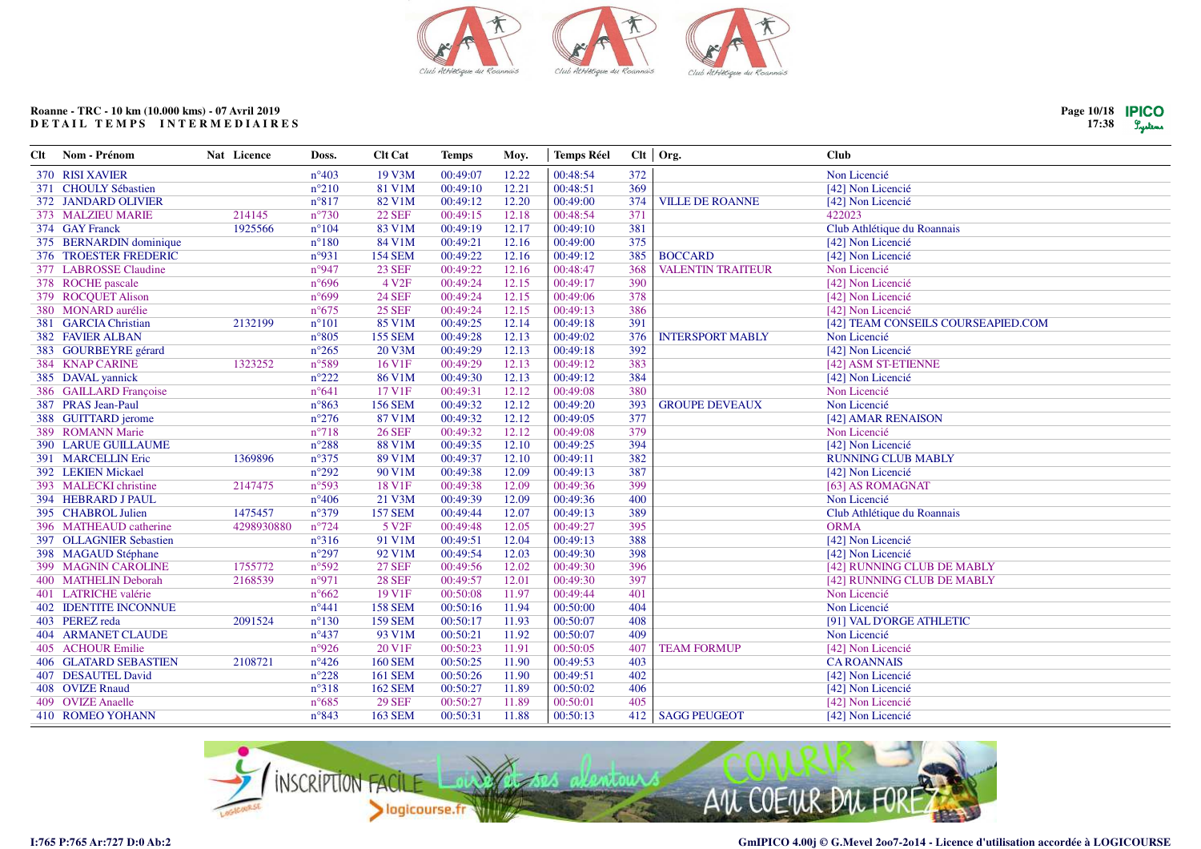Roanne - TRC - 10 km (10.000 kms) - 07 Avril 2019
DETAIL TEMPS INTERMEDIAIRES

| Clt | Nom - Prénom | Nat | Licence | Doss. | Clt Cat | Temps | Moy. | Temps Réel | Clt | Org. | Club |
|---|---|---|---|---|---|---|---|---|---|---|---|
| 370 | RISI XAVIER | | | n°403 | 19 V3M | 00:49:07 | 12.22 | 00:48:54 | 372 | | Non Licencié |
| 371 | CHOULY Sébastien | | | n°210 | 81 V1M | 00:49:10 | 12.21 | 00:48:51 | 369 | | [42] Non Licencié |
| 372 | JANDARD OLIVIER | | | n°817 | 82 V1M | 00:49:12 | 12.20 | 00:49:00 | 374 | VILLE DE ROANNE | [42] Non Licencié |
| 373 | MALZIEU MARIE | | 214145 | n°730 | 22 SEF | 00:49:15 | 12.18 | 00:48:54 | 371 | | 422023 |
| 374 | GAY Franck | | 1925566 | n°104 | 83 V1M | 00:49:19 | 12.17 | 00:49:10 | 381 | | Club Athlétique du Roannais |
| 375 | BERNARDIN dominique | | | n°180 | 84 V1M | 00:49:21 | 12.16 | 00:49:00 | 375 | | [42] Non Licencié |
| 376 | TROESTER FREDERIC | | | n°931 | 154 SEM | 00:49:22 | 12.16 | 00:49:12 | 385 | BOCCARD | [42] Non Licencié |
| 377 | LABROSSE Claudine | | | n°947 | 23 SEF | 00:49:22 | 12.16 | 00:48:47 | 368 | VALENTIN TRAITEUR | Non Licencié |
| 378 | ROCHE pascale | | | n°696 | 4 V2F | 00:49:24 | 12.15 | 00:49:17 | 390 | | [42] Non Licencié |
| 379 | ROCQUET Alison | | | n°699 | 24 SEF | 00:49:24 | 12.15 | 00:49:06 | 378 | | [42] Non Licencié |
| 380 | MONARD aurélie | | | n°675 | 25 SEF | 00:49:24 | 12.15 | 00:49:13 | 386 | | [42] Non Licencié |
| 381 | GARCIA Christian | | 2132199 | n°101 | 85 V1M | 00:49:25 | 12.14 | 00:49:18 | 391 | | [42] TEAM CONSEILS COURSEAPIED.COM |
| 382 | FAVIER ALBAN | | | n°805 | 155 SEM | 00:49:28 | 12.13 | 00:49:02 | 376 | INTERSPORT MABLY | Non Licencié |
| 383 | GOURBEYRE gérard | | | n°265 | 20 V3M | 00:49:29 | 12.13 | 00:49:18 | 392 | | [42] Non Licencié |
| 384 | KNAP CARINE | | 1323252 | n°589 | 16 V1F | 00:49:29 | 12.13 | 00:49:12 | 383 | | [42] ASM ST-ETIENNE |
| 385 | DAVAL yannick | | | n°222 | 86 V1M | 00:49:30 | 12.13 | 00:49:12 | 384 | | [42] Non Licencié |
| 386 | GAILLARD Françoise | | | n°641 | 17 V1F | 00:49:31 | 12.12 | 00:49:08 | 380 | | Non Licencié |
| 387 | PRAS Jean-Paul | | | n°863 | 156 SEM | 00:49:32 | 12.12 | 00:49:20 | 393 | GROUPE DEVEAUX | Non Licencié |
| 388 | GUITTARD jerome | | | n°276 | 87 V1M | 00:49:32 | 12.12 | 00:49:05 | 377 | | [42] AMAR RENAISON |
| 389 | ROMANN Marie | | | n°718 | 26 SEF | 00:49:32 | 12.12 | 00:49:08 | 379 | | Non Licencié |
| 390 | LARUE GUILLAUME | | | n°288 | 88 V1M | 00:49:35 | 12.10 | 00:49:25 | 394 | | [42] Non Licencié |
| 391 | MARCELLIN Eric | | 1369896 | n°375 | 89 V1M | 00:49:37 | 12.10 | 00:49:11 | 382 | | RUNNING CLUB MABLY |
| 392 | LEKIEN Mickael | | | n°292 | 90 V1M | 00:49:38 | 12.09 | 00:49:13 | 387 | | [42] Non Licencié |
| 393 | MALECKI christine | | 2147475 | n°593 | 18 V1F | 00:49:38 | 12.09 | 00:49:36 | 399 | | [63] AS ROMAGNAT |
| 394 | HEBRARD J PAUL | | | n°406 | 21 V3M | 00:49:39 | 12.09 | 00:49:36 | 400 | | Non Licencié |
| 395 | CHABROL Julien | | 1475457 | n°379 | 157 SEM | 00:49:44 | 12.07 | 00:49:13 | 389 | | Club Athlétique du Roannais |
| 396 | MATHEAUD catherine | | 4298930880 | n°724 | 5 V2F | 00:49:48 | 12.05 | 00:49:27 | 395 | | ORMA |
| 397 | OLLAGNIER Sebastien | | | n°316 | 91 V1M | 00:49:51 | 12.04 | 00:49:13 | 388 | | [42] Non Licencié |
| 398 | MAGAUD Stéphane | | | n°297 | 92 V1M | 00:49:54 | 12.03 | 00:49:30 | 398 | | [42] Non Licencié |
| 399 | MAGNIN CAROLINE | | 1755772 | n°592 | 27 SEF | 00:49:56 | 12.02 | 00:49:30 | 396 | | [42] RUNNING CLUB DE MABLY |
| 400 | MATHELIN Deborah | | 2168539 | n°971 | 28 SEF | 00:49:57 | 12.01 | 00:49:30 | 397 | | [42] RUNNING CLUB DE MABLY |
| 401 | LATRICHE valérie | | | n°662 | 19 V1F | 00:50:08 | 11.97 | 00:49:44 | 401 | | Non Licencié |
| 402 | IDENTITE INCONNUE | | | n°441 | 158 SEM | 00:50:16 | 11.94 | 00:50:00 | 404 | | Non Licencié |
| 403 | PEREZ reda | | 2091524 | n°130 | 159 SEM | 00:50:17 | 11.93 | 00:50:07 | 408 | | [91] VAL D'ORGE ATHLETIC |
| 404 | ARMANET CLAUDE | | | n°437 | 93 V1M | 00:50:21 | 11.92 | 00:50:07 | 409 | | Non Licencié |
| 405 | ACHOUR Emilie | | | n°926 | 20 V1F | 00:50:23 | 11.91 | 00:50:05 | 407 | TEAM FORMUP | [42] Non Licencié |
| 406 | GLATARD SEBASTIEN | | 2108721 | n°426 | 160 SEM | 00:50:25 | 11.90 | 00:49:53 | 403 | | CA ROANNAIS |
| 407 | DESAUTEL David | | | n°228 | 161 SEM | 00:50:26 | 11.90 | 00:49:51 | 402 | | [42] Non Licencié |
| 408 | OVIZE Rnaud | | | n°318 | 162 SEM | 00:50:27 | 11.89 | 00:50:02 | 406 | | [42] Non Licencié |
| 409 | OVIZE Anaelle | | | n°685 | 29 SEF | 00:50:27 | 11.89 | 00:50:01 | 405 | | [42] Non Licencié |
| 410 | ROMEO YOHANN | | | n°843 | 163 SEM | 00:50:31 | 11.88 | 00:50:13 | 412 | SAGG PEUGEOT | [42] Non Licencié |

I:765 P:765 Ar:727 D:0 Ab:2

GmIPICO 4.00j © G.Mevel 2oo7-2o14 - Licence d'utilisation accordée à LOGICOURSE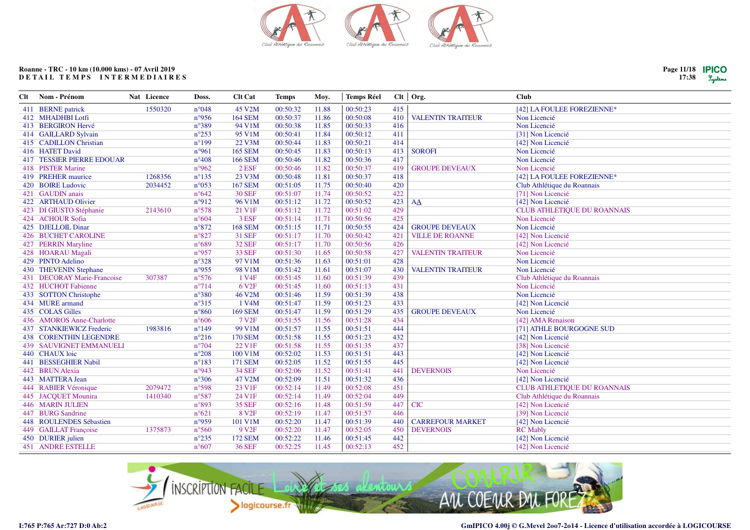# Roanne - TRC - 10 km (10.000 kms) - 07 Avril 2019

## DETAIL TEMPS INTERMEDIAIRES

| Clt | Nom - Prénom | Nat | Licence | Doss. | Clt Cat | Temps | Moy. | Temps Réel | Clt | Org. | Club |
|---|---|---|---|---|---|---|---|---|---|---|---|
| 411 | BERNE patrick | | 1550320 | n°048 | 45 V2M | 00:50:32 | 11.88 | 00:50:23 | 415 | | [42] LA FOULEE FOREZIENNE* |
| 412 | MHADHBI Lotfi | | | n°956 | 164 SEM | 00:50:37 | 11.86 | 00:50:08 | 410 | VALENTIN TRAITEUR | Non Licencié |
| 413 | BERGIRON Hervé | | | n°389 | 94 V1M | 00:50:38 | 11.85 | 00:50:33 | 416 | | Non Licencié |
| 414 | GAILLARD Sylvain | | | n°253 | 95 V1M | 00:50:41 | 11.84 | 00:50:12 | 411 | | [31] Non Licencié |
| 415 | CADILLON Christian | | | n°199 | 22 V3M | 00:50:44 | 11.83 | 00:50:21 | 414 | | [42] Non Licencié |
| 416 | HATET David | | | n°961 | 165 SEM | 00:50:45 | 11.83 | 00:50:13 | 413 | SOROFI | Non Licencié |
| 417 | TESSIER PIERRE EDOUAR | | | n°408 | 166 SEM | 00:50:46 | 11.82 | 00:50:36 | 417 | | Non Licencié |
| 418 | PISTER Marine | | | n°962 | 2 ESF | 00:50:46 | 11.82 | 00:50:37 | 419 | GROUPE DEVEAUX | Non Licencié |
| 419 | PREHER maurice | | 1268356 | n°135 | 23 V3M | 00:50:48 | 11.81 | 00:50:37 | 418 | | [42] LA FOULEE FOREZIENNE* |
| 420 | BOIRE Ludovic | | 2034452 | n°053 | 167 SEM | 00:51:05 | 11.75 | 00:50:40 | 420 | | Club Athlétique du Roannais |
| 421 | GAUDIN anais | | | n°642 | 30 SEF | 00:51:07 | 11.74 | 00:50:52 | 422 | | [71] Non Licencié |
| 422 | ARTHAUD Olivier | | | n°912 | 96 V1M | 00:51:12 | 11.72 | 00:50:52 | 423 | AA | [42] Non Licencié |
| 423 | DI GIUSTO Stéphanie | | 2143610 | n°578 | 21 V1F | 00:51:12 | 11.72 | 00:51:02 | 429 | | CLUB ATHLETIQUE DU ROANNAIS |
| 424 | ACHOUR Sofia | | | n°604 | 3 ESF | 00:51:14 | 11.71 | 00:50:56 | 425 | | Non Licencié |
| 425 | DJELLOIL Dinar | | | n°872 | 168 SEM | 00:51:15 | 11.71 | 00:50:55 | 424 | GROUPE DEVEAUX | Non Licencié |
| 426 | BUCHET CAROLINE | | | n°827 | 31 SEF | 00:51:17 | 11.70 | 00:50:42 | 421 | VILLE DE ROANNE | [42] Non Licencié |
| 427 | PERRIN Maryline | | | n°689 | 32 SEF | 00:51:17 | 11.70 | 00:50:56 | 426 | | [42] Non Licencié |
| 428 | HOARAU Magali | | | n°957 | 33 SEF | 00:51:30 | 11.65 | 00:50:58 | 427 | VALENTIN TRAITEUR | Non Licencié |
| 429 | PINTO Adelino | | | n°328 | 97 V1M | 00:51:36 | 11.63 | 00:51:01 | 428 | | Non Licencié |
| 430 | THEVENIN Stephane | | | n°955 | 98 V1M | 00:51:42 | 11.61 | 00:51:07 | 430 | VALENTIN TRAITEUR | Non Licencié |
| 431 | DECORAY Marie-Francoise | | 307387 | n°576 | 1 V4F | 00:51:45 | 11.60 | 00:51:39 | 439 | | Club Athlétique du Roannais |
| 432 | HUCHOT Fabienne | | | n°714 | 6 V2F | 00:51:45 | 11.60 | 00:51:13 | 431 | | Non Licencié |
| 433 | SOTTON Christophe | | | n°380 | 46 V2M | 00:51:46 | 11.59 | 00:51:39 | 438 | | Non Licencié |
| 434 | MURE armand | | | n°315 | 1 V4M | 00:51:47 | 11.59 | 00:51:23 | 433 | | [42] Non Licencié |
| 435 | COLAS Gilles | | | n°860 | 169 SEM | 00:51:47 | 11.59 | 00:51:29 | 435 | GROUPE DEVEAUX | Non Licencié |
| 436 | AMOROS Anne-Charlotte | | | n°606 | 7 V2F | 00:51:55 | 11.56 | 00:51:28 | 434 | | [42] AMA Renaison |
| 437 | STANKIEWICZ Frederic | | 1983816 | n°149 | 99 V1M | 00:51:57 | 11.55 | 00:51:51 | 444 | | [71] ATHLE BOURGOGNE SUD |
| 438 | CORENTHIN LEGENDRE | | | n°216 | 170 SEM | 00:51:58 | 11.55 | 00:51:23 | 432 | | [42] Non Licencié |
| 439 | SAUVIGNET EMMANUELI | | | n°704 | 22 V1F | 00:51:58 | 11.55 | 00:51:35 | 437 | | [38] Non Licencié |
| 440 | CHAUX loic | | | n°208 | 100 V1M | 00:52:02 | 11.53 | 00:51:51 | 443 | | [42] Non Licencié |
| 441 | BESSEGHIER Nabil | | | n°183 | 171 SEM | 00:52:05 | 11.52 | 00:51:55 | 445 | | [42] Non Licencié |
| 442 | BRUN Alexia | | | n°943 | 34 SEF | 00:52:06 | 11.52 | 00:51:41 | 441 | DEVERNOIS | Non Licencié |
| 443 | MATTERA Jean | | | n°306 | 47 V2M | 00:52:09 | 11.51 | 00:51:32 | 436 | | [42] Non Licencié |
| 444 | RABIER Véronique | | 2079472 | n°598 | 23 V1F | 00:52:14 | 11.49 | 00:52:08 | 451 | | CLUB ATHLETIQUE DU ROANNAIS |
| 445 | JACQUET Mounira | | 1410340 | n°587 | 24 V1F | 00:52:14 | 11.49 | 00:52:04 | 449 | | Club Athlétique du Roannais |
| 446 | MARIN JULIEN | | | n°893 | 35 SEF | 00:52:16 | 11.48 | 00:51:59 | 447 | CIC | [42] Non Licencié |
| 447 | BURG Sandrine | | | n°621 | 8 V2F | 00:52:19 | 11.47 | 00:51:57 | 446 | | [39] Non Licencié |
| 448 | ROULENDES Sébastien | | | n°959 | 101 V1M | 00:52:20 | 11.47 | 00:51:39 | 440 | CARREFOUR MARKET | [42] Non Licencié |
| 449 | GAILLAT Françoise | | 1375873 | n°560 | 9 V2F | 00:52:20 | 11.47 | 00:52:05 | 450 | DEVERNOIS | RC Mably |
| 450 | DURIER julien | | | n°235 | 172 SEM | 00:52:22 | 11.46 | 00:51:45 | 442 | | [42] Non Licencié |
| 451 | ANDRE ESTELLE | | | n°607 | 36 SEF | 00:52:25 | 11.45 | 00:52:13 | 452 | | [42] Non Licencié |

I:765 P:765 Ar:727 D:0 Ab:2

GmIPICO 4.00j © G.Mevel 2oo7-2o14 - Licence d'utilisation accordée à LOGICOURSE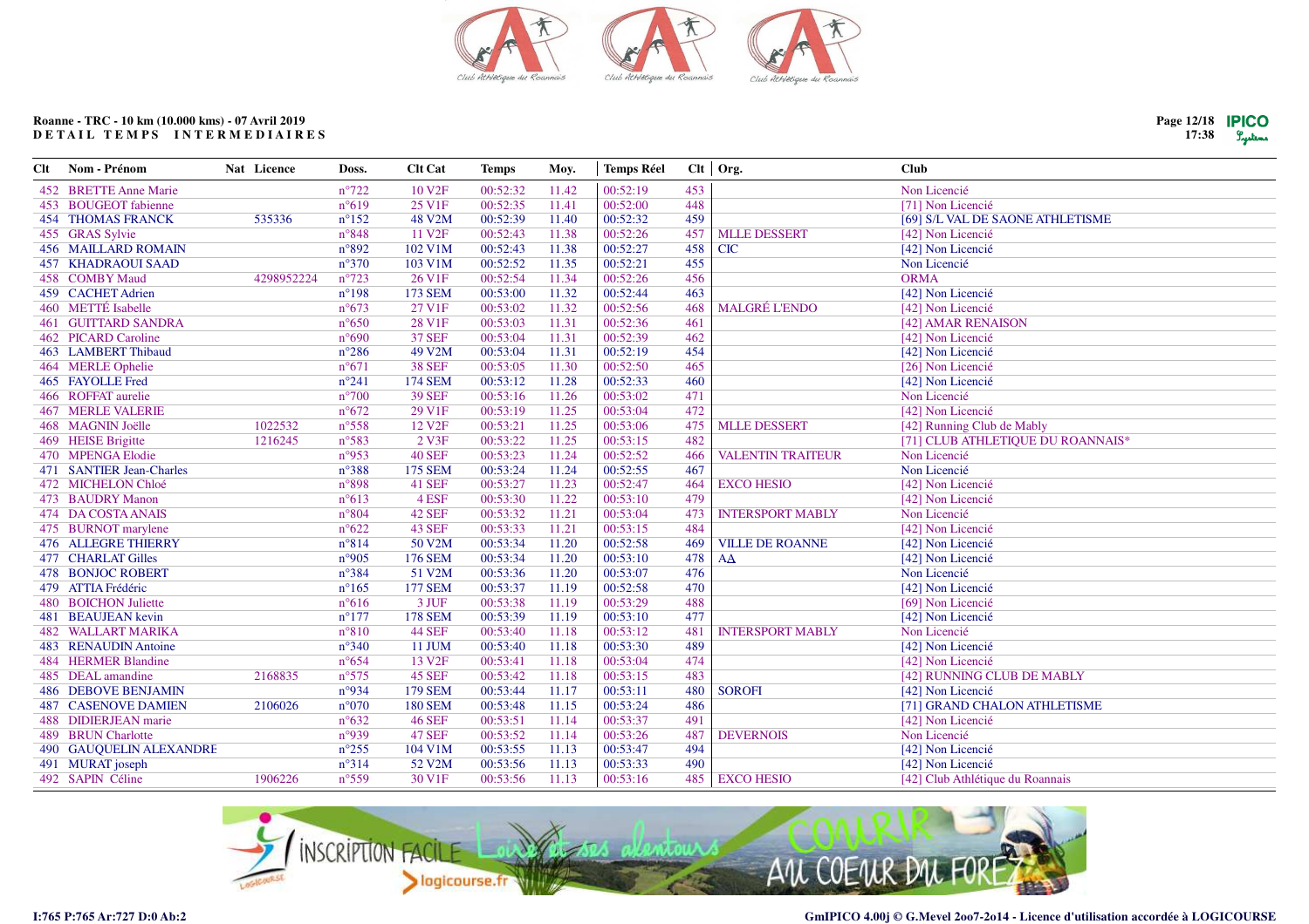Roanne - TRC - 10 km (10.000 kms) - 07 Avril 2019
DETAIL TEMPS INTERMEDIAIRES

| Clt | Nom - Prénom | Nat | Licence | Doss. | Clt Cat | Temps | Moy. | Temps Réel | Clt | Org. | Club |
|---|---|---|---|---|---|---|---|---|---|---|---|
| 452 | BRETTE Anne Marie | | | n°722 | 10 V2F | 00:52:32 | 11.42 | 00:52:19 | 453 | | Non Licencié |
| 453 | BOUGEOT fabienne | | | n°619 | 25 V1F | 00:52:35 | 11.41 | 00:52:00 | 448 | | [71] Non Licencié |
| 454 | THOMAS FRANCK | | 535336 | n°152 | 48 V2M | 00:52:39 | 11.40 | 00:52:32 | 459 | | [69] S/L VAL DE SAONE ATHLETISME |
| 455 | GRAS Sylvie | | | n°848 | 11 V2F | 00:52:43 | 11.38 | 00:52:26 | 457 | MLLE DESSERT | [42] Non Licencié |
| 456 | MAILLARD ROMAIN | | | n°892 | 102 V1M | 00:52:43 | 11.38 | 00:52:27 | 458 | CIC | [42] Non Licencié |
| 457 | KHADRAOUI SAAD | | | n°370 | 103 V1M | 00:52:52 | 11.35 | 00:52:21 | 455 | | Non Licencié |
| 458 | COMBY Maud | | 4298952224 | n°723 | 26 V1F | 00:52:54 | 11.34 | 00:52:26 | 456 | | ORMA |
| 459 | CACHET Adrien | | | n°198 | 173 SEM | 00:53:00 | 11.32 | 00:52:44 | 463 | | [42] Non Licencié |
| 460 | METTÉ Isabelle | | | n°673 | 27 V1F | 00:53:02 | 11.32 | 00:52:56 | 468 | MALGRÉ L'ENDO | [42] Non Licencié |
| 461 | GUITTARD SANDRA | | | n°650 | 28 V1F | 00:53:03 | 11.31 | 00:52:36 | 461 | | [42] AMAR RENAISON |
| 462 | PICARD Caroline | | | n°690 | 37 SEF | 00:53:04 | 11.31 | 00:52:39 | 462 | | [42] Non Licencié |
| 463 | LAMBERT Thibaud | | | n°286 | 49 V2M | 00:53:04 | 11.31 | 00:52:19 | 454 | | [42] Non Licencié |
| 464 | MERLE Ophelie | | | n°671 | 38 SEF | 00:53:05 | 11.30 | 00:52:50 | 465 | | [26] Non Licencié |
| 465 | FAYOLLE Fred | | | n°241 | 174 SEM | 00:53:12 | 11.28 | 00:52:33 | 460 | | [42] Non Licencié |
| 466 | ROFFAT aurelie | | | n°700 | 39 SEF | 00:53:16 | 11.26 | 00:53:02 | 471 | | Non Licencié |
| 467 | MERLE VALERIE | | | n°672 | 29 V1F | 00:53:19 | 11.25 | 00:53:04 | 472 | | [42] Non Licencié |
| 468 | MAGNIN Joëlle | | 1022532 | n°558 | 12 V2F | 00:53:21 | 11.25 | 00:53:06 | 475 | MLLE DESSERT | [42] Running Club de Mably |
| 469 | HEISE Brigitte | | 1216245 | n°583 | 2 V3F | 00:53:22 | 11.25 | 00:53:15 | 482 | | [71] CLUB ATHLETIQUE DU ROANNAIS* |
| 470 | MPENGA Elodie | | | n°953 | 40 SEF | 00:53:23 | 11.24 | 00:52:52 | 466 | VALENTIN TRAITEUR | Non Licencié |
| 471 | SANTIER Jean-Charles | | | n°388 | 175 SEM | 00:53:24 | 11.24 | 00:52:55 | 467 | | Non Licencié |
| 472 | MICHELON Chloé | | | n°898 | 41 SEF | 00:53:27 | 11.23 | 00:52:47 | 464 | EXCO HESIO | [42] Non Licencié |
| 473 | BAUDRY Manon | | | n°613 | 4 ESF | 00:53:30 | 11.22 | 00:53:10 | 479 | | [42] Non Licencié |
| 474 | DA COSTA ANAIS | | | n°804 | 42 SEF | 00:53:32 | 11.21 | 00:53:04 | 473 | INTERSPORT MABLY | Non Licencié |
| 475 | BURNOT marylene | | | n°622 | 43 SEF | 00:53:33 | 11.21 | 00:53:15 | 484 | | [42] Non Licencié |
| 476 | ALLEGRE THIERRY | | | n°814 | 50 V2M | 00:53:34 | 11.20 | 00:52:58 | 469 | VILLE DE ROANNE | [42] Non Licencié |
| 477 | CHARLAT Gilles | | | n°905 | 176 SEM | 00:53:34 | 11.20 | 00:53:10 | 478 | AΔ | [42] Non Licencié |
| 478 | BONJOC ROBERT | | | n°384 | 51 V2M | 00:53:36 | 11.20 | 00:53:07 | 476 | | Non Licencié |
| 479 | ATTIA Frédéric | | | n°165 | 177 SEM | 00:53:37 | 11.19 | 00:52:58 | 470 | | [42] Non Licencié |
| 480 | BOICHON Juliette | | | n°616 | 3 JUF | 00:53:38 | 11.19 | 00:53:29 | 488 | | [69] Non Licencié |
| 481 | BEAUJEAN kevin | | | n°177 | 178 SEM | 00:53:39 | 11.19 | 00:53:10 | 477 | | [42] Non Licencié |
| 482 | WALLART MARIKA | | | n°810 | 44 SEF | 00:53:40 | 11.18 | 00:53:12 | 481 | INTERSPORT MABLY | Non Licencié |
| 483 | RENAUDIN Antoine | | | n°340 | 11 JUM | 00:53:40 | 11.18 | 00:53:30 | 489 | | [42] Non Licencié |
| 484 | HERMER Blandine | | | n°654 | 13 V2F | 00:53:41 | 11.18 | 00:53:04 | 474 | | [42] Non Licencié |
| 485 | DEAL amandine | | 2168835 | n°575 | 45 SEF | 00:53:42 | 11.18 | 00:53:15 | 483 | | [42] RUNNING CLUB DE MABLY |
| 486 | DEBOVE BENJAMIN | | | n°934 | 179 SEM | 00:53:44 | 11.17 | 00:53:11 | 480 | SOROFI | [42] Non Licencié |
| 487 | CASENOVE DAMIEN | | 2106026 | n°070 | 180 SEM | 00:53:48 | 11.15 | 00:53:24 | 486 | | [71] GRAND CHALON ATHLETISME |
| 488 | DIDIERJEAN marie | | | n°632 | 46 SEF | 00:53:51 | 11.14 | 00:53:37 | 491 | | [42] Non Licencié |
| 489 | BRUN Charlotte | | | n°939 | 47 SEF | 00:53:52 | 11.14 | 00:53:26 | 487 | DEVERNOIS | Non Licencié |
| 490 | GAUQUELIN ALEXANDRE | | | n°255 | 104 V1M | 00:53:55 | 11.13 | 00:53:47 | 494 | | [42] Non Licencié |
| 491 | MURAT joseph | | | n°314 | 52 V2M | 00:53:56 | 11.13 | 00:53:33 | 490 | | [42] Non Licencié |
| 492 | SAPIN Céline | | 1906226 | n°559 | 30 V1F | 00:53:56 | 11.13 | 00:53:16 | 485 | EXCO HESIO | [42] Club Athlétique du Roannais |

I:765 P:765 Ar:727 D:0 Ab:2

GmIPICO 4.00j © G.Mevel 2oo7-2o14 - Licence d'utilisation accordée à LOGICOURSE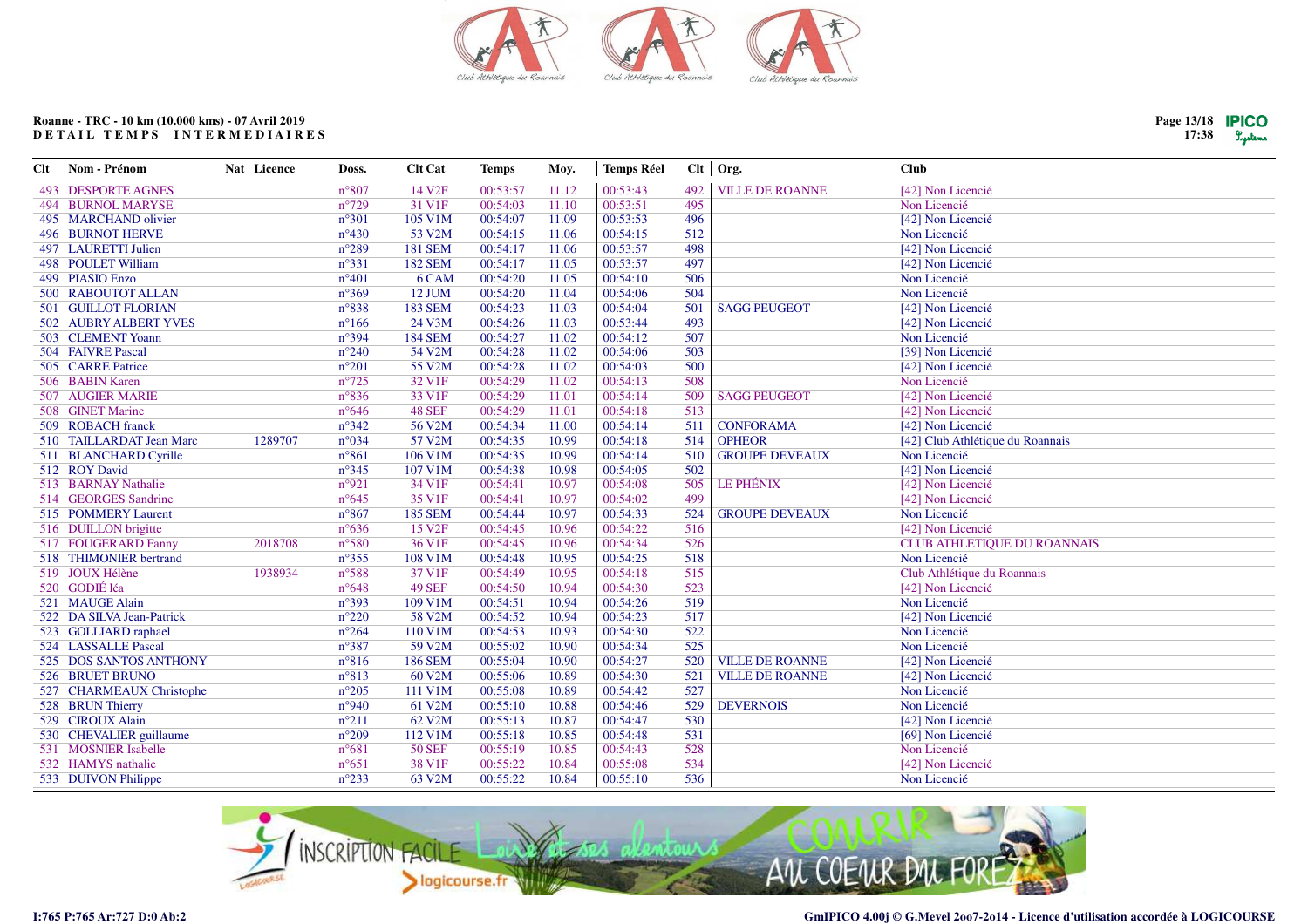Roanne - TRC - 10 km (10.000 kms) - 07 Avril 2019
DETAIL TEMPS INTERMEDIAIRES

| Clt | Nom - Prénom | Nat | Licence | Doss. | Clt Cat | Temps | Moy. | Temps Réel | Clt | Org. | Club |
|---|---|---|---|---|---|---|---|---|---|---|---|
| 493 | DESPORTE AGNES | | | n°807 | 14 V2F | 00:53:57 | 11.12 | 00:53:43 | 492 | VILLE DE ROANNE | [42] Non Licencié |
| 494 | BURNOL MARYSE | | | n°729 | 31 V1F | 00:54:03 | 11.10 | 00:53:51 | 495 | | Non Licencié |
| 495 | MARCHAND olivier | | | n°301 | 105 V1M | 00:54:07 | 11.09 | 00:53:53 | 496 | | [42] Non Licencié |
| 496 | BURNOT HERVE | | | n°430 | 53 V2M | 00:54:15 | 11.06 | 00:54:15 | 512 | | Non Licencié |
| 497 | LAURETTI Julien | | | n°289 | 181 SEM | 00:54:17 | 11.06 | 00:53:57 | 498 | | [42] Non Licencié |
| 498 | POULET William | | | n°331 | 182 SEM | 00:54:17 | 11.05 | 00:53:57 | 497 | | [42] Non Licencié |
| 499 | PIASIO Enzo | | | n°401 | 6 CAM | 00:54:20 | 11.05 | 00:54:10 | 506 | | Non Licencié |
| 500 | RABOUTOT ALLAN | | | n°369 | 12 JUM | 00:54:20 | 11.04 | 00:54:06 | 504 | | Non Licencié |
| 501 | GUILLOT FLORIAN | | | n°838 | 183 SEM | 00:54:23 | 11.03 | 00:54:04 | 501 | SAGG PEUGEOT | [42] Non Licencié |
| 502 | AUBRY ALBERT YVES | | | n°166 | 24 V3M | 00:54:26 | 11.03 | 00:53:44 | 493 | | [42] Non Licencié |
| 503 | CLEMENT Yoann | | | n°394 | 184 SEM | 00:54:27 | 11.02 | 00:54:12 | 507 | | Non Licencié |
| 504 | FAIVRE Pascal | | | n°240 | 54 V2M | 00:54:28 | 11.02 | 00:54:06 | 503 | | [39] Non Licencié |
| 505 | CARRE Patrice | | | n°201 | 55 V2M | 00:54:28 | 11.02 | 00:54:03 | 500 | | [42] Non Licencié |
| 506 | BABIN Karen | | | n°725 | 32 V1F | 00:54:29 | 11.02 | 00:54:13 | 508 | | Non Licencié |
| 507 | AUGIER MARIE | | | n°836 | 33 V1F | 00:54:29 | 11.01 | 00:54:14 | 509 | SAGG PEUGEOT | [42] Non Licencié |
| 508 | GINET Marine | | | n°646 | 48 SEF | 00:54:29 | 11.01 | 00:54:18 | 513 | | [42] Non Licencié |
| 509 | ROBACH franck | | | n°342 | 56 V2M | 00:54:34 | 11.00 | 00:54:14 | 511 | CONFORAMA | [42] Non Licencié |
| 510 | TAILLARDAT Jean Marc | | 1289707 | n°034 | 57 V2M | 00:54:35 | 10.99 | 00:54:18 | 514 | OPHEOR | [42] Club Athlétique du Roannais |
| 511 | BLANCHARD Cyrille | | | n°861 | 106 V1M | 00:54:35 | 10.99 | 00:54:14 | 510 | GROUPE DEVEAUX | Non Licencié |
| 512 | ROY David | | | n°345 | 107 V1M | 00:54:38 | 10.98 | 00:54:05 | 502 | | [42] Non Licencié |
| 513 | BARNAY Nathalie | | | n°921 | 34 V1F | 00:54:41 | 10.97 | 00:54:08 | 505 | LE PHÉNIX | [42] Non Licencié |
| 514 | GEORGES Sandrine | | | n°645 | 35 V1F | 00:54:41 | 10.97 | 00:54:02 | 499 | | [42] Non Licencié |
| 515 | POMMERY Laurent | | | n°867 | 185 SEM | 00:54:44 | 10.97 | 00:53:33 | 524 | GROUPE DEVEAUX | Non Licencié |
| 516 | DUILLON brigitte | | | n°636 | 15 V2F | 00:54:45 | 10.96 | 00:54:22 | 516 | | [42] Non Licencié |
| 517 | FOUGERARD Fanny | | 2018708 | n°580 | 36 V1F | 00:54:45 | 10.96 | 00:54:34 | 526 | | CLUB ATHLETIQUE DU ROANNAIS |
| 518 | THIMONIER bertrand | | | n°355 | 108 V1M | 00:54:48 | 10.95 | 00:54:25 | 518 | | Non Licencié |
| 519 | JOUX Hélène | | 1938934 | n°588 | 37 V1F | 00:54:49 | 10.95 | 00:54:18 | 515 | | Club Athlétique du Roannais |
| 520 | GODIÉ léa | | | n°648 | 49 SEF | 00:54:50 | 10.94 | 00:54:30 | 523 | | [42] Non Licencié |
| 521 | MAUGE Alain | | | n°393 | 109 V1M | 00:54:51 | 10.94 | 00:54:26 | 519 | | Non Licencié |
| 522 | DA SILVA Jean-Patrick | | | n°220 | 58 V2M | 00:54:52 | 10.94 | 00:54:23 | 517 | | [42] Non Licencié |
| 523 | GOLLIARD raphael | | | n°264 | 110 V1M | 00:54:53 | 10.93 | 00:54:30 | 522 | | Non Licencié |
| 524 | LASSALLE Pascal | | | n°387 | 59 V2M | 00:55:02 | 10.90 | 00:54:34 | 525 | | Non Licencié |
| 525 | DOS SANTOS ANTHONY | | | n°816 | 186 SEM | 00:55:04 | 10.90 | 00:54:27 | 520 | VILLE DE ROANNE | [42] Non Licencié |
| 526 | BRUET BRUNO | | | n°813 | 60 V2M | 00:55:06 | 10.89 | 00:54:30 | 521 | VILLE DE ROANNE | [42] Non Licencié |
| 527 | CHARMEAUX Christophe | | | n°205 | 111 V1M | 00:55:08 | 10.89 | 00:54:42 | 527 | | Non Licencié |
| 528 | BRUN Thierry | | | n°940 | 61 V2M | 00:55:10 | 10.88 | 00:54:46 | 529 | DEVERNOIS | Non Licencié |
| 529 | CIROUX Alain | | | n°211 | 62 V2M | 00:55:13 | 10.87 | 00:54:47 | 530 | | [42] Non Licencié |
| 530 | CHEVALIER guillaume | | | n°209 | 112 V1M | 00:55:18 | 10.85 | 00:54:48 | 531 | | [69] Non Licencié |
| 531 | MOSNIER Isabelle | | | n°681 | 50 SEF | 00:55:19 | 10.85 | 00:54:43 | 528 | | Non Licencié |
| 532 | HAMYS nathalie | | | n°651 | 38 V1F | 00:55:22 | 10.84 | 00:55:08 | 534 | | [42] Non Licencié |
| 533 | DUIVON Philippe | | | n°233 | 63 V2M | 00:55:22 | 10.84 | 00:55:10 | 536 | | Non Licencié |

I:765 P:765 Ar:727 D:0 Ab:2

GmIPICO 4.00j © G.Mevel 2oo7-2o14 - Licence d'utilisation accordée à LOGICOURSE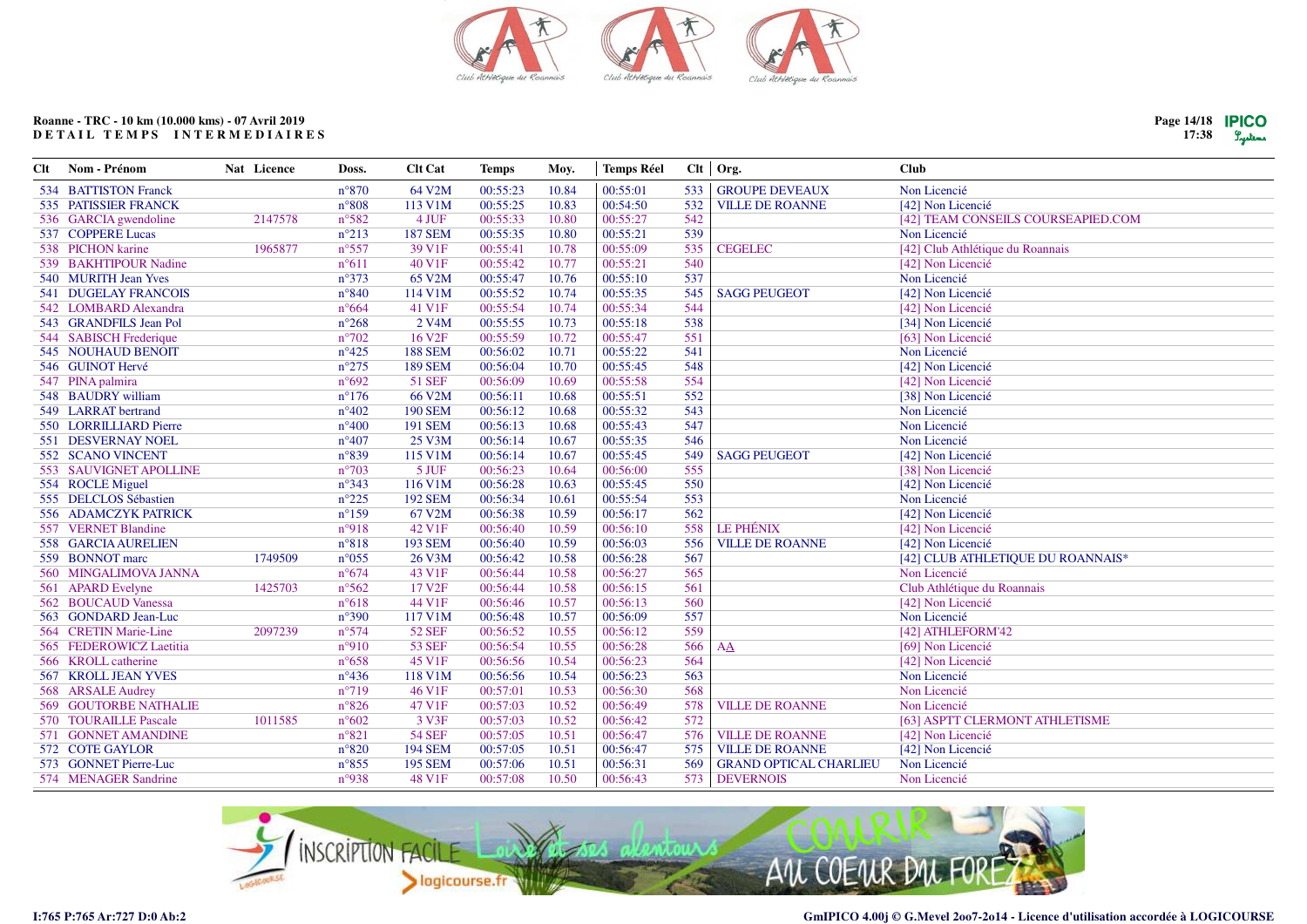Roanne - TRC - 10 km (10.000 kms) - 07 Avril 2019
**DETAIL TEMPS INTERMEDIAIRES**

| Clt | Nom - Prénom | Nat | Licence | Doss. | Clt Cat | Temps | Moy. | Temps Réel | Clt | Org. | Club |
|---|---|---|---|---|---|---|---|---|---|---|---|
| 534 | BATTISTON Franck | | | n°870 | 64 V2M | 00:55:23 | 10.84 | 00:55:01 | 533 | GROUPE DEVEAUX | Non Licencié |
| 535 | PATISSIER FRANCK | | | n°808 | 113 V1M | 00:55:25 | 10.83 | 00:54:50 | 532 | VILLE DE ROANNE | [42] Non Licencié |
| 536 | GARCIA gwendoline | | 2147578 | n°582 | 4 JUF | 00:55:33 | 10.80 | 00:55:27 | 542 | | [42] TEAM CONSEILS COURSEAPIED.COM |
| 537 | COPPERE Lucas | | | n°213 | 187 SEM | 00:55:35 | 10.80 | 00:55:21 | 539 | | Non Licencié |
| 538 | PICHON karine | | 1965877 | n°557 | 39 V1F | 00:55:41 | 10.78 | 00:55:09 | 535 | CEGELEC | [42] Club Athlétique du Roannais |
| 539 | BAKHTIPOUR Nadine | | | n°611 | 40 V1F | 00:55:42 | 10.77 | 00:55:21 | 540 | | [42] Non Licencié |
| 540 | MURITH Jean Yves | | | n°373 | 65 V2M | 00:55:47 | 10.76 | 00:55:10 | 537 | | Non Licencié |
| 541 | DUGELAY FRANCOIS | | | n°840 | 114 V1M | 00:55:52 | 10.74 | 00:55:35 | 545 | SAGG PEUGEOT | [42] Non Licencié |
| 542 | LOMBARD Alexandra | | | n°664 | 41 V1F | 00:55:54 | 10.74 | 00:55:34 | 544 | | [42] Non Licencié |
| 543 | GRANDFILS Jean Pol | | | n°268 | 2 V4M | 00:55:55 | 10.73 | 00:55:18 | 538 | | [34] Non Licencié |
| 544 | SABISCH Frederique | | | n°702 | 16 V2F | 00:55:59 | 10.72 | 00:55:47 | 551 | | [63] Non Licencié |
| 545 | NOUHAUD BENOIT | | | n°425 | 188 SEM | 00:56:02 | 10.71 | 00:55:22 | 541 | | Non Licencié |
| 546 | GUINOT Hervé | | | n°275 | 189 SEM | 00:56:04 | 10.70 | 00:55:45 | 548 | | [42] Non Licencié |
| 547 | PINA palmira | | | n°692 | 51 SEF | 00:56:09 | 10.69 | 00:55:58 | 554 | | [42] Non Licencié |
| 548 | BAUDRY william | | | n°176 | 66 V2M | 00:56:11 | 10.68 | 00:55:51 | 552 | | [38] Non Licencié |
| 549 | LARRAT bertrand | | | n°402 | 190 SEM | 00:56:12 | 10.68 | 00:55:32 | 543 | | Non Licencié |
| 550 | LORRILLIARD Pierre | | | n°400 | 191 SEM | 00:56:13 | 10.68 | 00:55:43 | 547 | | Non Licencié |
| 551 | DESVERNAY NOEL | | | n°407 | 25 V3M | 00:56:14 | 10.67 | 00:55:35 | 546 | | Non Licencié |
| 552 | SCANO VINCENT | | | n°839 | 115 V1M | 00:56:14 | 10.67 | 00:55:45 | 549 | SAGG PEUGEOT | [42] Non Licencié |
| 553 | SAUVIGNET APOLLINE | | | n°703 | 5 JUF | 00:56:23 | 10.64 | 00:56:00 | 555 | | [38] Non Licencié |
| 554 | ROCLE Miguel | | | n°343 | 116 V1M | 00:56:28 | 10.63 | 00:55:45 | 550 | | [42] Non Licencié |
| 555 | DELCLOS Sébastien | | | n°225 | 192 SEM | 00:56:34 | 10.61 | 00:55:54 | 553 | | Non Licencié |
| 556 | ADAMCZYK PATRICK | | | n°159 | 67 V2M | 00:56:38 | 10.59 | 00:56:17 | 562 | | [42] Non Licencié |
| 557 | VERNET Blandine | | | n°918 | 42 V1F | 00:56:40 | 10.59 | 00:56:10 | 558 | LE PHÉNIX | [42] Non Licencié |
| 558 | GARCIA AURELIEN | | | n°818 | 193 SEM | 00:56:40 | 10.59 | 00:56:03 | 556 | VILLE DE ROANNE | [42] Non Licencié |
| 559 | BONNOT marc | | 1749509 | n°055 | 26 V3M | 00:56:42 | 10.58 | 00:56:28 | 567 | | [42] CLUB ATHLETIQUE DU ROANNAIS* |
| 560 | MINGALIMOVA JANNA | | | n°674 | 43 V1F | 00:56:44 | 10.58 | 00:56:27 | 565 | | Non Licencié |
| 561 | APARD Evelyne | | 1425703 | n°562 | 17 V2F | 00:56:44 | 10.58 | 00:56:15 | 561 | | Club Athlétique du Roannais |
| 562 | BOUCAUD Vanessa | | | n°618 | 44 V1F | 00:56:46 | 10.57 | 00:56:13 | 560 | | [42] Non Licencié |
| 563 | GONDARD Jean-Luc | | | n°390 | 117 V1M | 00:56:48 | 10.57 | 00:56:09 | 557 | | Non Licencié |
| 564 | CRETIN Marie-Line | | 2097239 | n°574 | 52 SEF | 00:56:52 | 10.55 | 00:56:12 | 559 | | [42] ATHLEFORM'42 |
| 565 | FEDEROWICZ Laetitia | | | n°910 | 53 SEF | 00:56:54 | 10.55 | 00:56:28 | 566 | AA | [69] Non Licencié |
| 566 | KROLL catherine | | | n°658 | 45 V1F | 00:56:56 | 10.54 | 00:56:23 | 564 | | [42] Non Licencié |
| 567 | KROLL JEAN YVES | | | n°436 | 118 V1M | 00:56:56 | 10.54 | 00:56:23 | 563 | | Non Licencié |
| 568 | ARSALE Audrey | | | n°719 | 46 V1F | 00:57:01 | 10.53 | 00:56:30 | 568 | | Non Licencié |
| 569 | GOUTORBE NATHALIE | | | n°826 | 47 V1F | 00:57:03 | 10.52 | 00:56:49 | 578 | VILLE DE ROANNE | Non Licencié |
| 570 | TOURAILLE Pascale | | 1011585 | n°602 | 3 V3F | 00:57:03 | 10.52 | 00:56:42 | 572 | | [63] ASPTT CLERMONT ATHLETISME |
| 571 | GONNET AMANDINE | | | n°821 | 54 SEF | 00:57:05 | 10.51 | 00:56:47 | 576 | VILLE DE ROANNE | [42] Non Licencié |
| 572 | COTE GAYLOR | | | n°820 | 194 SEM | 00:57:05 | 10.51 | 00:56:47 | 575 | VILLE DE ROANNE | [42] Non Licencié |
| 573 | GONNET Pierre-Luc | | | n°855 | 195 SEM | 00:57:06 | 10.51 | 00:56:31 | 569 | GRAND OPTICAL CHARLIEU | Non Licencié |
| 574 | MENAGER Sandrine | | | n°938 | 48 V1F | 00:57:08 | 10.50 | 00:56:43 | 573 | DEVERNOIS | Non Licencié |

I:765 P:765 Ar:727 D:0 Ab:2

GmIPICO 4.00j © G.Mevel 2oo7-2o14 - Licence d'utilisation accordée à LOGICOURSE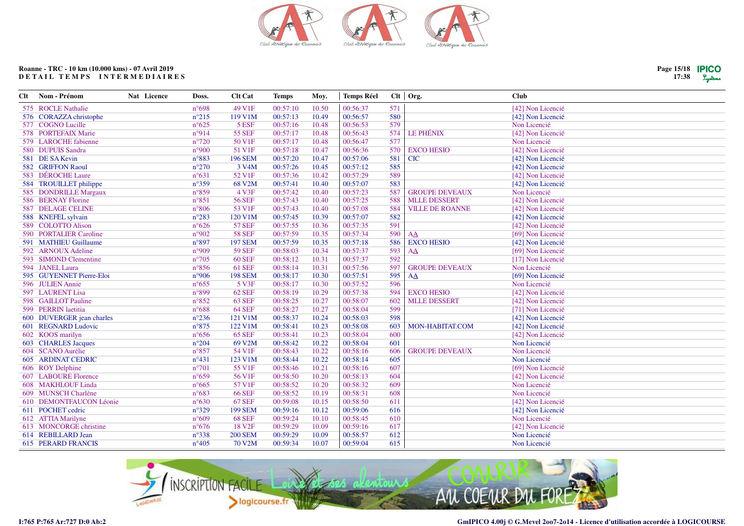Roanne - TRC - 10 km (10.000 kms) - 07 Avril 2019
DETAIL TEMPS INTERMEDIAIRES

| Clt | Nom - Prénom | Nat | Licence | Doss. | Clt Cat | Temps | Moy. | Temps Réel | Clt | Org. | Club |
|---|---|---|---|---|---|---|---|---|---|---|---|
| 575 | ROCLE Nathalie | | | n°698 | 49 V1F | 00:57:10 | 10.50 | 00:56:37 | 571 | | [42] Non Licencié |
| 576 | CORAZZA christophe | | | n°215 | 119 V1M | 00:57:13 | 10.49 | 00:56:57 | 580 | | [42] Non Licencié |
| 577 | COGNO Lucille | | | n°625 | 5 ESF | 00:57:16 | 10.48 | 00:56:53 | 579 | | Non Licencié |
| 578 | PORTEFAIX Marie | | | n°914 | 55 SEF | 00:57:17 | 10.48 | 00:56:43 | 574 | LE PHÉNIX | [42] Non Licencié |
| 579 | LAROCHE fabienne | | | n°720 | 50 V1F | 00:57:17 | 10.48 | 00:56:47 | 577 | | Non Licencié |
| 580 | DUPUIS Sandra | | | n°900 | 51 V1F | 00:57:18 | 10.47 | 00:56:36 | 570 | EXCO HESIO | [42] Non Licencié |
| 581 | DE SA Kevin | | | n°883 | 196 SEM | 00:57:20 | 10.47 | 00:57:06 | 581 | CIC | [42] Non Licencié |
| 582 | GRIFFON Raoul | | | n°270 | 3 V4M | 00:57:26 | 10.45 | 00:57:12 | 585 | | [42] Non Licencié |
| 583 | DÉROCHE Laure | | | n°631 | 52 V1F | 00:57:36 | 10.42 | 00:57:29 | 589 | | [42] Non Licencié |
| 584 | TROUILLET philippe | | | n°359 | 68 V2M | 00:57:41 | 10.40 | 00:57:07 | 583 | | [42] Non Licencié |
| 585 | DONDRILLE Margaux | | | n°859 | 4 V3F | 00:57:42 | 10.40 | 00:57:23 | 587 | GROUPE DEVEAUX | Non Licencié |
| 586 | BERNAY Florine | | | n°851 | 56 SEF | 00:57:43 | 10.40 | 00:57:25 | 588 | MLLE DESSERT | [42] Non Licencié |
| 587 | DELAGE CELINE | | | n°806 | 53 V1F | 00:57:43 | 10.40 | 00:57:08 | 584 | VILLE DE ROANNE | [42] Non Licencié |
| 588 | KNEFEL sylvain | | | n°283 | 120 V1M | 00:57:45 | 10.39 | 00:57:07 | 582 | | [42] Non Licencié |
| 589 | COLOTTO Alison | | | n°626 | 57 SEF | 00:57:55 | 10.36 | 00:57:35 | 591 | | [42] Non Licencié |
| 590 | PORTALIER Caroline | | | n°902 | 58 SEF | 00:57:59 | 10.35 | 00:57:34 | 590 | AA | [69] Non Licencié |
| 591 | MATHIEU Guillaume | | | n°897 | 197 SEM | 00:57:59 | 10.35 | 00:57:18 | 586 | EXCO HESIO | [42] Non Licencié |
| 592 | ARNOUX Adeline | | | n°909 | 59 SEF | 00:58:03 | 10.34 | 00:57:37 | 593 | AA | [69] Non Licencié |
| 593 | SIMOND Clementine | | | n°705 | 60 SEF | 00:58:12 | 10.31 | 00:57:37 | 592 | | [17] Non Licencié |
| 594 | JANEL Laura | | | n°856 | 61 SEF | 00:58:14 | 10.31 | 00:57:56 | 597 | GROUPE DEVEAUX | Non Licencié |
| 595 | GUYENNET Pierre-Eloi | | | n°906 | 198 SEM | 00:58:17 | 10.30 | 00:57:51 | 595 | AA | [69] Non Licencié |
| 596 | JULIEN Annie | | | n°655 | 5 V3F | 00:58:17 | 10.30 | 00:57:52 | 596 | | Non Licencié |
| 597 | LAURENT Lisa | | | n°899 | 62 SEF | 00:58:19 | 10.29 | 00:57:38 | 594 | EXCO HESIO | [42] Non Licencié |
| 598 | GAILLOT Pauline | | | n°852 | 63 SEF | 00:58:25 | 10.27 | 00:58:07 | 602 | MLLE DESSERT | [42] Non Licencié |
| 599 | PERRIN laetitia | | | n°688 | 64 SEF | 00:58:27 | 10.27 | 00:58:04 | 599 | | [71] Non Licencié |
| 600 | DUVERGER jean charles | | | n°236 | 121 V1M | 00:58:37 | 10.24 | 00:58:03 | 598 | | [42] Non Licencié |
| 601 | REGNARD Ludovic | | | n°875 | 122 V1M | 00:58:41 | 10.23 | 00:58:08 | 603 | MON-HABITAT.COM | [42] Non Licencié |
| 602 | KOOS marilyn | | | n°656 | 65 SEF | 00:58:41 | 10.23 | 00:58:04 | 600 | | [42] Non Licencié |
| 603 | CHARLES Jacques | | | n°204 | 69 V2M | 00:58:42 | 10.22 | 00:58:04 | 601 | | Non Licencié |
| 604 | SCANO Aurélie | | | n°857 | 54 V1F | 00:58:43 | 10.22 | 00:58:16 | 606 | GROUPE DEVEAUX | Non Licencié |
| 605 | ARDINAT CEDRIC | | | n°431 | 123 V1M | 00:58:44 | 10.22 | 00:58:14 | 605 | | Non Licencié |
| 606 | ROY Delphine | | | n°701 | 55 V1F | 00:58:46 | 10.21 | 00:58:16 | 607 | | [69] Non Licencié |
| 607 | LABOURE Florence | | | n°659 | 56 V1F | 00:58:50 | 10.20 | 00:58:13 | 604 | | [42] Non Licencié |
| 608 | MAKHLOUF Linda | | | n°665 | 57 V1F | 00:58:52 | 10.20 | 00:58:32 | 609 | | Non Licencié |
| 609 | MUNSCH Charlène | | | n°683 | 66 SEF | 00:58:52 | 10.19 | 00:58:31 | 608 | | Non Licencié |
| 610 | DEMONTFAUCON Léonie | | | n°630 | 67 SEF | 00:59:08 | 10.15 | 00:58:50 | 611 | | [42] Non Licencié |
| 611 | POCHET cedric | | | n°329 | 199 SEM | 00:59:16 | 10.12 | 00:59:06 | 616 | | [42] Non Licencié |
| 612 | ATTIA Marilyne | | | n°609 | 68 SEF | 00:59:24 | 10.10 | 00:58:45 | 610 | | Non Licencié |
| 613 | MONCORGE christine | | | n°676 | 18 V2F | 00:59:29 | 10.09 | 00:59:16 | 617 | | [42] Non Licencié |
| 614 | REBILLARD Jean | | | n°338 | 200 SEM | 00:59:29 | 10.09 | 00:58:57 | 612 | | Non Licencié |
| 615 | PERARD FRANCIS | | | n°405 | 70 V2M | 00:59:34 | 10.07 | 00:59:04 | 615 | | Non Licencié |

I:765 P:765 Ar:727 D:0 Ab:2

GmIPICO 4.00j © G.Mevel 2oo7-2o14 - Licence d'utilisation accordée à LOGICOURSE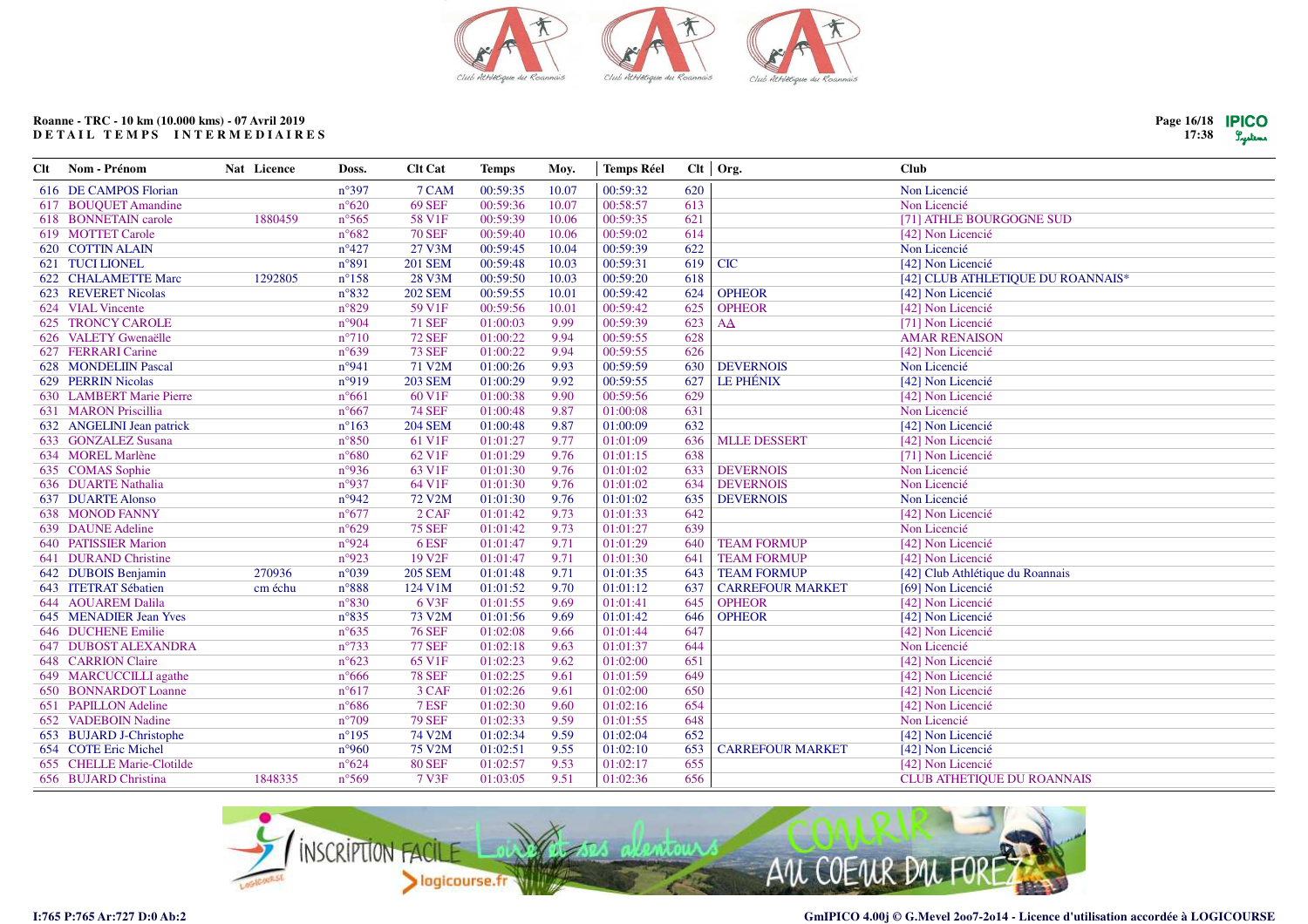Roanne - TRC - 10 km (10.000 kms) - 07 Avril 2019
DETAIL TEMPS INTERMEDIAIRES

| Clt | Nom - Prénom | Nat | Licence | Doss. | Clt Cat | Temps | Moy. | Temps Réel | Clt | Org. | Club |
|---|---|---|---|---|---|---|---|---|---|---|---|
| 616 | DE CAMPOS Florian | | | n°397 | 7 CAM | 00:59:35 | 10.07 | 00:59:32 | 620 | | Non Licencié |
| 617 | BOUQUET Amandine | | | n°620 | 69 SEF | 00:59:36 | 10.07 | 00:58:57 | 613 | | Non Licencié |
| 618 | BONNETAIN carole | | 1880459 | n°565 | 58 V1F | 00:59:39 | 10.06 | 00:59:35 | 621 | | [71] ATHLE BOURGOGNE SUD |
| 619 | MOTTET Carole | | | n°682 | 70 SEF | 00:59:40 | 10.06 | 00:59:02 | 614 | | [42] Non Licencié |
| 620 | COTTIN ALAIN | | | n°427 | 27 V3M | 00:59:45 | 10.04 | 00:59:39 | 622 | | Non Licencié |
| 621 | TUCI LIONEL | | | n°891 | 201 SEM | 00:59:48 | 10.03 | 00:59:31 | 619 | CIC | [42] Non Licencié |
| 622 | CHALAMETTE Marc | | 1292805 | n°158 | 28 V3M | 00:59:50 | 10.03 | 00:59:20 | 618 | | [42] CLUB ATHLETIQUE DU ROANNAIS* |
| 623 | REVERET Nicolas | | | n°832 | 202 SEM | 00:59:55 | 10.01 | 00:59:42 | 624 | OPHEOR | [42] Non Licencié |
| 624 | VIAL Vincente | | | n°829 | 59 V1F | 00:59:56 | 10.01 | 00:59:42 | 625 | OPHEOR | [42] Non Licencié |
| 625 | TRONCY CAROLE | | | n°904 | 71 SEF | 01:00:03 | 9.99 | 00:59:39 | 623 | AΔ | [71] Non Licencié |
| 626 | VALETY Gwenaëlle | | | n°710 | 72 SEF | 01:00:22 | 9.94 | 00:59:55 | 628 | | AMAR RENAISON |
| 627 | FERRARI Carine | | | n°639 | 73 SEF | 01:00:22 | 9.94 | 00:59:55 | 626 | | [42] Non Licencié |
| 628 | MONDELIIN Pascal | | | n°941 | 71 V2M | 01:00:26 | 9.93 | 00:59:59 | 630 | DEVERNOIS | [42] Non Licencié |
| 629 | PERRIN Nicolas | | | n°919 | 203 SEM | 01:00:29 | 9.92 | 00:59:55 | 627 | LE PHÉNIX | [42] Non Licencié |
| 630 | LAMBERT Marie Pierre | | | n°661 | 60 V1F | 01:00:38 | 9.90 | 00:59:56 | 629 | | [42] Non Licencié |
| 631 | MARON Priscillia | | | n°667 | 74 SEF | 01:00:48 | 9.87 | 01:00:08 | 631 | | Non Licencié |
| 632 | ANGELINI Jean patrick | | | n°163 | 204 SEM | 01:00:48 | 9.87 | 01:00:09 | 632 | | [42] Non Licencié |
| 633 | GONZALEZ Susana | | | n°850 | 61 V1F | 01:01:27 | 9.77 | 01:01:09 | 636 | MLLE DESSERT | [42] Non Licencié |
| 634 | MOREL Marlène | | | n°680 | 62 V1F | 01:01:29 | 9.76 | 01:01:15 | 638 | | [71] Non Licencié |
| 635 | COMAS Sophie | | | n°936 | 63 V1F | 01:01:30 | 9.76 | 01:01:02 | 633 | DEVERNOIS | Non Licencié |
| 636 | DUARTE Nathalia | | | n°937 | 64 V1F | 01:01:30 | 9.76 | 01:01:02 | 634 | DEVERNOIS | Non Licencié |
| 637 | DUARTE Alonso | | | n°942 | 72 V2M | 01:01:30 | 9.76 | 01:01:02 | 635 | DEVERNOIS | Non Licencié |
| 638 | MONOD FANNY | | | n°677 | 2 CAF | 01:01:42 | 9.73 | 01:01:33 | 642 | | [42] Non Licencié |
| 639 | DAUNE Adeline | | | n°629 | 75 SEF | 01:01:42 | 9.73 | 01:01:27 | 639 | | Non Licencié |
| 640 | PATISSIER Marion | | | n°924 | 6 ESF | 01:01:47 | 9.71 | 01:01:29 | 640 | TEAM FORMUP | [42] Non Licencié |
| 641 | DURAND Christine | | | n°923 | 19 V2F | 01:01:47 | 9.71 | 01:01:30 | 641 | TEAM FORMUP | [42] Non Licencié |
| 642 | DUBOIS Benjamin | | 270936 | n°039 | 205 SEM | 01:01:48 | 9.71 | 01:01:35 | 643 | TEAM FORMUP | [42] Club Athlétique du Roannais |
| 643 | ITETRAT Sébatien | | cm échu | n°888 | 124 V1M | 01:01:52 | 9.70 | 01:01:12 | 637 | CARREFOUR MARKET | [69] Non Licencié |
| 644 | AOUAREM Dalila | | | n°830 | 6 V3F | 01:01:55 | 9.69 | 01:01:41 | 645 | OPHEOR | [42] Non Licencié |
| 645 | MENADIER Jean Yves | | | n°835 | 73 V2M | 01:01:56 | 9.69 | 01:01:42 | 646 | OPHEOR | [42] Non Licencié |
| 646 | DUCHENE Emilie | | | n°635 | 76 SEF | 01:02:08 | 9.66 | 01:01:44 | 647 | | [42] Non Licencié |
| 647 | DUBOST ALEXANDRA | | | n°733 | 77 SEF | 01:02:18 | 9.63 | 01:01:37 | 644 | | Non Licencié |
| 648 | CARRION Claire | | | n°623 | 65 V1F | 01:02:23 | 9.62 | 01:02:00 | 651 | | [42] Non Licencié |
| 649 | MARCUCCILLI agathe | | | n°666 | 78 SEF | 01:02:25 | 9.61 | 01:01:59 | 649 | | [42] Non Licencié |
| 650 | BONNARDOT Loanne | | | n°617 | 3 CAF | 01:02:26 | 9.61 | 01:02:00 | 650 | | [42] Non Licencié |
| 651 | PAPILLON Adeline | | | n°686 | 7 ESF | 01:02:30 | 9.60 | 01:02:16 | 654 | | [42] Non Licencié |
| 652 | VADEBOIN Nadine | | | n°709 | 79 SEF | 01:02:33 | 9.59 | 01:01:55 | 648 | | Non Licencié |
| 653 | BUJARD J-Christophe | | | n°195 | 74 V2M | 01:02:34 | 9.59 | 01:02:04 | 652 | | [42] Non Licencié |
| 654 | COTE Eric Michel | | | n°960 | 75 V2M | 01:02:51 | 9.55 | 01:02:10 | 653 | CARREFOUR MARKET | [42] Non Licencié |
| 655 | CHELLE Marie-Clotilde | | | n°624 | 80 SEF | 01:02:57 | 9.53 | 01:02:17 | 655 | | [42] Non Licencié |
| 656 | BUJARD Christina | | 1848335 | n°569 | 7 V3F | 01:03:05 | 9.51 | 01:02:36 | 656 | | CLUB ATHETIQUE DU ROANNAIS |

I:765 P:765 Ar:727 D:0 Ab:2

GmIPICO 4.00j © G.Mevel 2oo7-2o14 - Licence d'utilisation accordée à LOGICOURSE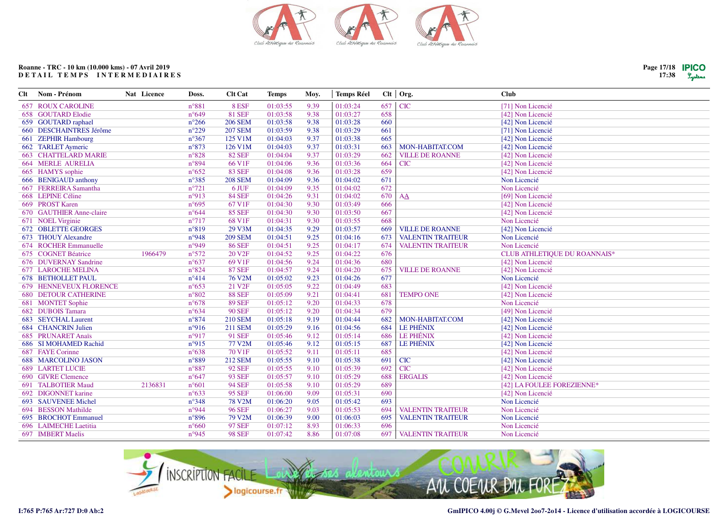Roanne - TRC - 10 km (10.000 kms) - 07 Avril 2019
DETAIL TEMPS INTERMEDIAIRES

| Clt | Nom - Prénom | Nat | Licence | Doss. | Clt Cat | Temps | Moy. | Temps Réel | Clt | Org. | Club |
|---|---|---|---|---|---|---|---|---|---|---|---|
| 657 | ROUX CAROLINE | | | n°881 | 8 ESF | 01:03:55 | 9.39 | 01:03:24 | 657 | CIC | [71] Non Licencié |
| 658 | GOUTARD Elodie | | | n°649 | 81 SEF | 01:03:58 | 9.38 | 01:03:27 | 658 | | [42] Non Licencié |
| 659 | GOUTARD raphael | | | n°266 | 206 SEM | 01:03:58 | 9.38 | 01:03:28 | 660 | | [42] Non Licencié |
| 660 | DESCHAINTRES Jérôme | | | n°229 | 207 SEM | 01:03:59 | 9.38 | 01:03:29 | 661 | | [71] Non Licencié |
| 661 | ZEPHIR Hambourg | | | n°367 | 125 V1M | 01:04:03 | 9.37 | 01:03:38 | 665 | | [42] Non Licencié |
| 662 | TARLET Aymeric | | | n°873 | 126 V1M | 01:04:03 | 9.37 | 01:03:31 | 663 | MON-HABITAT.COM | [42] Non Licencié |
| 663 | CHATTELARD MARIE | | | n°828 | 82 SEF | 01:04:04 | 9.37 | 01:03:29 | 662 | VILLE DE ROANNE | [42] Non Licencié |
| 664 | MERLE AURELIA | | | n°894 | 66 V1F | 01:04:06 | 9.36 | 01:03:36 | 664 | CIC | [42] Non Licencié |
| 665 | HAMYS sophie | | | n°652 | 83 SEF | 01:04:08 | 9.36 | 01:03:28 | 659 | | [42] Non Licencié |
| 666 | BENIGAUD anthony | | | n°385 | 208 SEM | 01:04:09 | 9.36 | 01:04:02 | 671 | | Non Licencié |
| 667 | FERREIRA Samantha | | | n°721 | 6 JUF | 01:04:09 | 9.35 | 01:04:02 | 672 | | Non Licencié |
| 668 | LEPINE Céline | | | n°913 | 84 SEF | 01:04:26 | 9.31 | 01:04:02 | 670 | AA | [69] Non Licencié |
| 669 | PROST Karen | | | n°695 | 67 V1F | 01:04:30 | 9.30 | 01:03:49 | 666 | | [42] Non Licencié |
| 670 | GAUTHIER Anne-claire | | | n°644 | 85 SEF | 01:04:30 | 9.30 | 01:03:50 | 667 | | [42] Non Licencié |
| 671 | NOEL Virginie | | | n°717 | 68 V1F | 01:04:31 | 9.30 | 01:03:55 | 668 | | Non Licencié |
| 672 | OBLETTE GEORGES | | | n°819 | 29 V3M | 01:04:35 | 9.29 | 01:03:57 | 669 | VILLE DE ROANNE | [42] Non Licencié |
| 673 | THOUY Alexandre | | | n°948 | 209 SEM | 01:04:51 | 9.25 | 01:04:16 | 673 | VALENTIN TRAITEUR | Non Licencié |
| 674 | ROCHER Emmanuelle | | | n°949 | 86 SEF | 01:04:51 | 9.25 | 01:04:17 | 674 | VALENTIN TRAITEUR | Non Licencié |
| 675 | COGNET Béatrice | | 1966479 | n°572 | 20 V2F | 01:04:52 | 9.25 | 01:04:22 | 676 | | CLUB ATHLETIQUE DU ROANNAIS* |
| 676 | DUVERNAY Sandrine | | | n°637 | 69 V1F | 01:04:56 | 9.24 | 01:04:36 | 680 | | [42] Non Licencié |
| 677 | LAROCHE MELINA | | | n°824 | 87 SEF | 01:04:57 | 9.24 | 01:04:20 | 675 | VILLE DE ROANNE | [42] Non Licencié |
| 678 | BETHOLLET PAUL | | | n°414 | 76 V2M | 01:05:02 | 9.23 | 01:04:26 | 677 | | Non Licencié |
| 679 | HENNEVEUX FLORENCE | | | n°653 | 21 V2F | 01:05:05 | 9.22 | 01:04:49 | 683 | | [42] Non Licencié |
| 680 | DETOUR CATHERINE | | | n°802 | 88 SEF | 01:05:09 | 9.21 | 01:04:41 | 681 | TEMPO ONE | [42] Non Licencié |
| 681 | MONTET Sophie | | | n°678 | 89 SEF | 01:05:12 | 9.20 | 01:04:33 | 678 | | Non Licencié |
| 682 | DUBOIS Tamara | | | n°634 | 90 SEF | 01:05:12 | 9.20 | 01:04:34 | 679 | | [49] Non Licencié |
| 683 | SEYCHAL Laurent | | | n°874 | 210 SEM | 01:05:18 | 9.19 | 01:04:44 | 682 | MON-HABITAT.COM | [42] Non Licencié |
| 684 | CHANCRIN Julien | | | n°916 | 211 SEM | 01:05:29 | 9.16 | 01:04:56 | 684 | LE PHÉNIX | [42] Non Licencié |
| 685 | PRUNARET Anaïs | | | n°917 | 91 SEF | 01:05:46 | 9.12 | 01:05:14 | 686 | LE PHÉNIX | [42] Non Licencié |
| 686 | SI MOHAMED Rachid | | | n°915 | 77 V2M | 01:05:46 | 9.12 | 01:05:15 | 687 | LE PHÉNIX | [42] Non Licencié |
| 687 | FAYE Corinne | | | n°638 | 70 V1F | 01:05:52 | 9.11 | 01:05:11 | 685 | | [42] Non Licencié |
| 688 | MARCOLINO JASON | | | n°889 | 212 SEM | 01:05:55 | 9.10 | 01:05:38 | 691 | CIC | [42] Non Licencié |
| 689 | LARTET LUCIE | | | n°887 | 92 SEF | 01:05:55 | 9.10 | 01:05:39 | 692 | CIC | [42] Non Licencié |
| 690 | GIVRE Clemence | | | n°647 | 93 SEF | 01:05:57 | 9.10 | 01:05:29 | 688 | ERGALIS | [42] Non Licencié |
| 691 | TALBOTIER Maud | | 2136831 | n°601 | 94 SEF | 01:05:58 | 9.10 | 01:05:29 | 689 | | [42] LA FOULEE FOREZIENNE* |
| 692 | DIGONNET karine | | | n°633 | 95 SEF | 01:06:00 | 9.09 | 01:05:31 | 690 | | [42] Non Licencié |
| 693 | SAUVENEE Michel | | | n°348 | 78 V2M | 01:06:20 | 9.05 | 01:05:42 | 693 | | Non Licencié |
| 694 | BESSON Mathilde | | | n°944 | 96 SEF | 01:06:27 | 9.03 | 01:05:53 | 694 | VALENTIN TRAITEUR | Non Licencié |
| 695 | BROCHOT Emmanuel | | | n°896 | 79 V2M | 01:06:39 | 9.00 | 01:06:03 | 695 | VALENTIN TRAITEUR | Non Licencié |
| 696 | LAIMECHE Laetitia | | | n°660 | 97 SEF | 01:07:12 | 8.93 | 01:06:33 | 696 | | Non Licencié |
| 697 | IMBERT Maelis | | | n°945 | 98 SEF | 01:07:42 | 8.86 | 01:07:08 | 697 | VALENTIN TRAITEUR | Non Licencié |

I:765 P:765 Ar:727 D:0 Ab:2

GmIPICO 4.00j © G.Mevel 2oo7-2o14 - Licence d'utilisation accordée à LOGICOURSE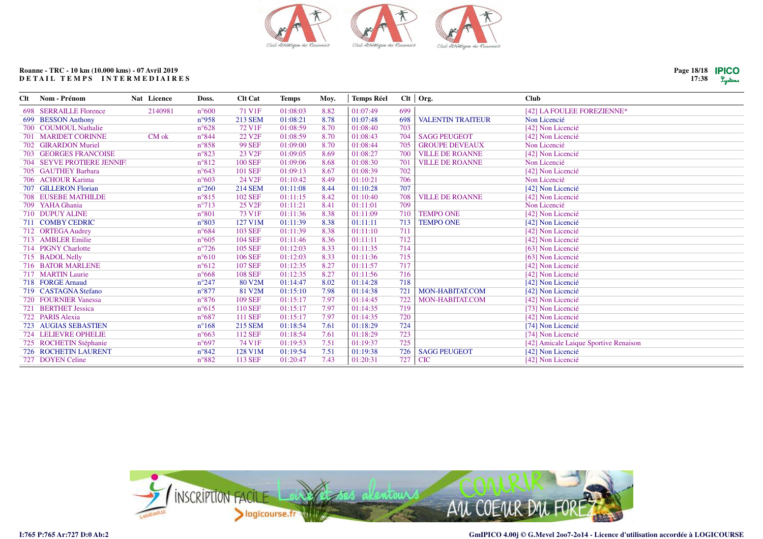**Roanne - TRC - 10 km (10.000 kms) - 07 Avril 2019**
**DETAIL TEMPS INTERMEDIAIRES**

| Clt | Nom - Prénom | Nat | Licence | Doss. | Clt Cat | Temps | Moy. | Temps Réel | Clt | Org. | Club |
|---|---|---|---|---|---|---|---|---|---|---|---|
| 698 | SERRAILLE Florence | | 2140981 | n°600 | 71 V1F | 01:08:03 | 8.82 | 01:07:49 | 699 | | [42] LA FOULEE FOREZIENNE* |
| 699 | BESSON Anthony | | | n°958 | 213 SEM | 01:08:21 | 8.78 | 01:07:48 | 698 | VALENTIN TRAITEUR | Non Licencié |
| 700 | COUMOUL Nathalie | | | n°628 | 72 V1F | 01:08:59 | 8.70 | 01:08:40 | 703 | | [42] Non Licencié |
| 701 | MARIDET CORINNE | | CM ok | n°844 | 22 V2F | 01:08:59 | 8.70 | 01:08:43 | 704 | SAGG PEUGEOT | [42] Non Licencié |
| 702 | GIRARDON Muriel | | | n°858 | 99 SEF | 01:09:00 | 8.70 | 01:08:44 | 705 | GROUPE DEVEAUX | Non Licencié |
| 703 | GEORGES FRANCOISE | | | n°823 | 23 V2F | 01:09:05 | 8.69 | 01:08:27 | 700 | VILLE DE ROANNE | [42] Non Licencié |
| 704 | SEYVE PROTIERE JENNIF | | | n°812 | 100 SEF | 01:09:06 | 8.68 | 01:08:30 | 701 | VILLE DE ROANNE | Non Licencié |
| 705 | GAUTHEY Barbara | | | n°643 | 101 SEF | 01:09:13 | 8.67 | 01:08:39 | 702 | | [42] Non Licencié |
| 706 | ACHOUR Karima | | | n°603 | 24 V2F | 01:10:42 | 8.49 | 01:10:21 | 706 | | Non Licencié |
| 707 | GILLERON Florian | | | n°260 | 214 SEM | 01:11:08 | 8.44 | 01:10:28 | 707 | | [42] Non Licencié |
| 708 | EUSEBE MATHILDE | | | n°815 | 102 SEF | 01:11:15 | 8.42 | 01:10:40 | 708 | VILLE DE ROANNE | [42] Non Licencié |
| 709 | YAHA Ghania | | | n°713 | 25 V2F | 01:11:21 | 8.41 | 01:11:01 | 709 | | Non Licencié |
| 710 | DUPUY ALINE | | | n°801 | 73 V1F | 01:11:36 | 8.38 | 01:11:09 | 710 | TEMPO ONE | [42] Non Licencié |
| 711 | COMBY CEDRIC | | | n°803 | 127 V1M | 01:11:39 | 8.38 | 01:11:11 | 713 | TEMPO ONE | [42] Non Licencié |
| 712 | ORTEGA Audrey | | | n°684 | 103 SEF | 01:11:39 | 8.38 | 01:11:10 | 711 | | [42] Non Licencié |
| 713 | AMBLER Emilie | | | n°605 | 104 SEF | 01:11:46 | 8.36 | 01:11:11 | 712 | | [42] Non Licencié |
| 714 | PIGNY Charlotte | | | n°726 | 105 SEF | 01:12:03 | 8.33 | 01:11:35 | 714 | | [63] Non Licencié |
| 715 | BADOL Nelly | | | n°610 | 106 SEF | 01:12:03 | 8.33 | 01:11:36 | 715 | | [63] Non Licencié |
| 716 | BATOR MARLENE | | | n°612 | 107 SEF | 01:12:35 | 8.27 | 01:11:57 | 717 | | [42] Non Licencié |
| 717 | MARTIN Laurie | | | n°668 | 108 SEF | 01:12:35 | 8.27 | 01:11:56 | 716 | | [42] Non Licencié |
| 718 | FORGE Arnaud | | | n°247 | 80 V2M | 01:14:47 | 8.02 | 01:14:28 | 718 | | [42] Non Licencié |
| 719 | CASTAGNA Stefano | | | n°877 | 81 V2M | 01:15:10 | 7.98 | 01:14:38 | 721 | MON-HABITAT.COM | [42] Non Licencié |
| 720 | FOURNIER Vanessa | | | n°876 | 109 SEF | 01:15:17 | 7.97 | 01:14:45 | 722 | MON-HABITAT.COM | [42] Non Licencié |
| 721 | BERTHET Jessica | | | n°615 | 110 SEF | 01:15:17 | 7.97 | 01:14:35 | 719 | | [73] Non Licencié |
| 722 | PARIS Alexia | | | n°687 | 111 SEF | 01:15:17 | 7.97 | 01:14:35 | 720 | | [42] Non Licencié |
| 723 | AUGIAS SEBASTIEN | | | n°168 | 215 SEM | 01:18:54 | 7.61 | 01:18:29 | 724 | | [74] Non Licencié |
| 724 | LELIEVRE OPHELIE | | | n°663 | 112 SEF | 01:18:54 | 7.61 | 01:18:29 | 723 | | [74] Non Licencié |
| 725 | ROCHETIN Stéphanie | | | n°697 | 74 V1F | 01:19:53 | 7.51 | 01:19:37 | 725 | | [42] Amicale Laique Sportive Renaison |
| 726 | ROCHETIN LAURENT | | | n°842 | 128 V1M | 01:19:54 | 7.51 | 01:19:38 | 726 | SAGG PEUGEOT | [42] Non Licencié |
| 727 | DOYEN Celine | | | n°882 | 113 SEF | 01:20:47 | 7.43 | 01:20:31 | 727 | CIC | [42] Non Licencié |

I:765 P:765 Ar:727 D:0 Ab:2

GmIPICO 4.00j © G.Mevel 2oo7-2o14 - Licence d'utilisation accordée à LOGICOURSE